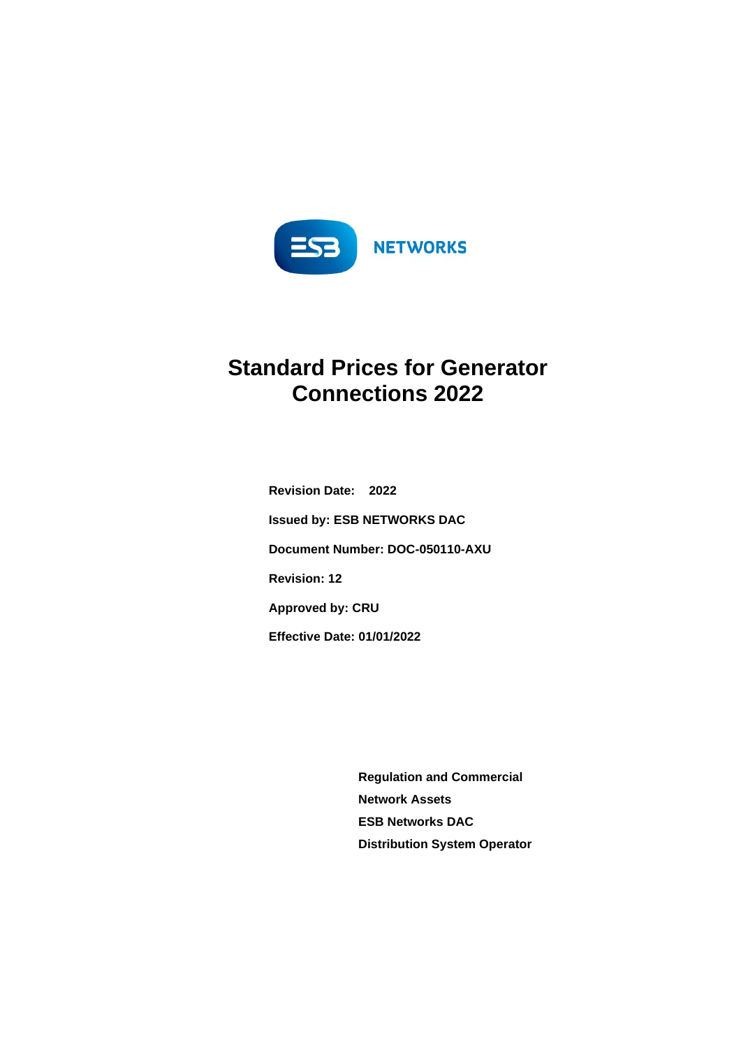ESB NETWORKS

# Standard Prices for Generator Connections 2022

**Revision Date: 2022**

**Issued by: ESB NETWORKS DAC**

**Document Number: DOC-050110-AXU**

**Revision: 12**

**Approved by: CRU**

**Effective Date: 01/01/2022**

**Regulation and Commercial**

**Network Assets**

**ESB Networks DAC**

**Distribution System Operator**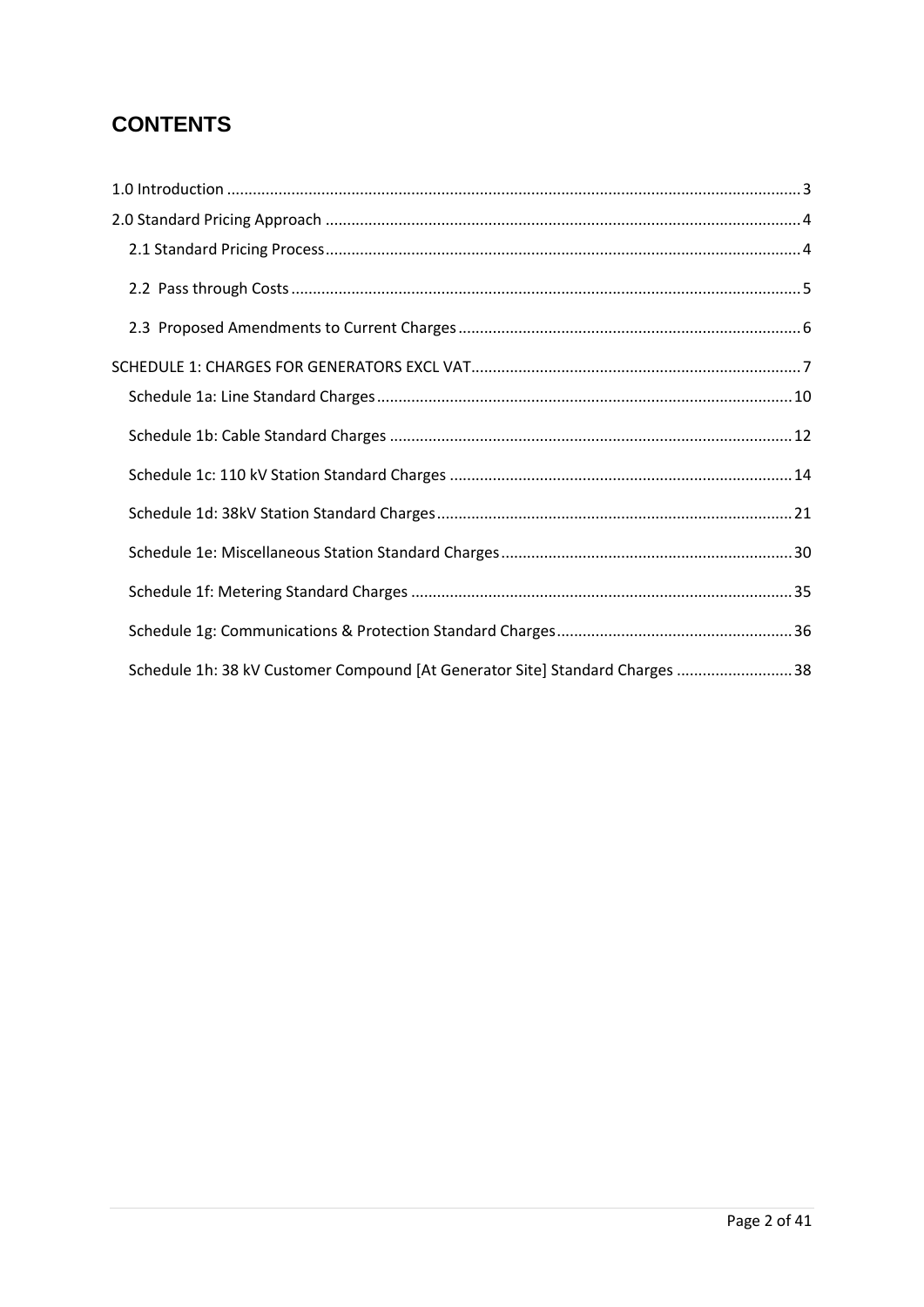# CONTENTS

1.0 Introduction ..... 3

2.0 Standard Pricing Approach ..... 4

- 2.1 Standard Pricing Process ..... 4
- 2.2 Pass through Costs ..... 5
- 2.3 Proposed Amendments to Current Charges ..... 6

SCHEDULE 1: CHARGES FOR GENERATORS EXCL VAT ..... 7

- Schedule 1a: Line Standard Charges ..... 10
- Schedule 1b: Cable Standard Charges ..... 12
- Schedule 1c: 110 kV Station Standard Charges ..... 14
- Schedule 1d: 38kV Station Standard Charges ..... 21
- Schedule 1e: Miscellaneous Station Standard Charges ..... 30
- Schedule 1f: Metering Standard Charges ..... 35
- Schedule 1g: Communications & Protection Standard Charges ..... 36
- Schedule 1h: 38 kV Customer Compound [At Generator Site] Standard Charges ..... 38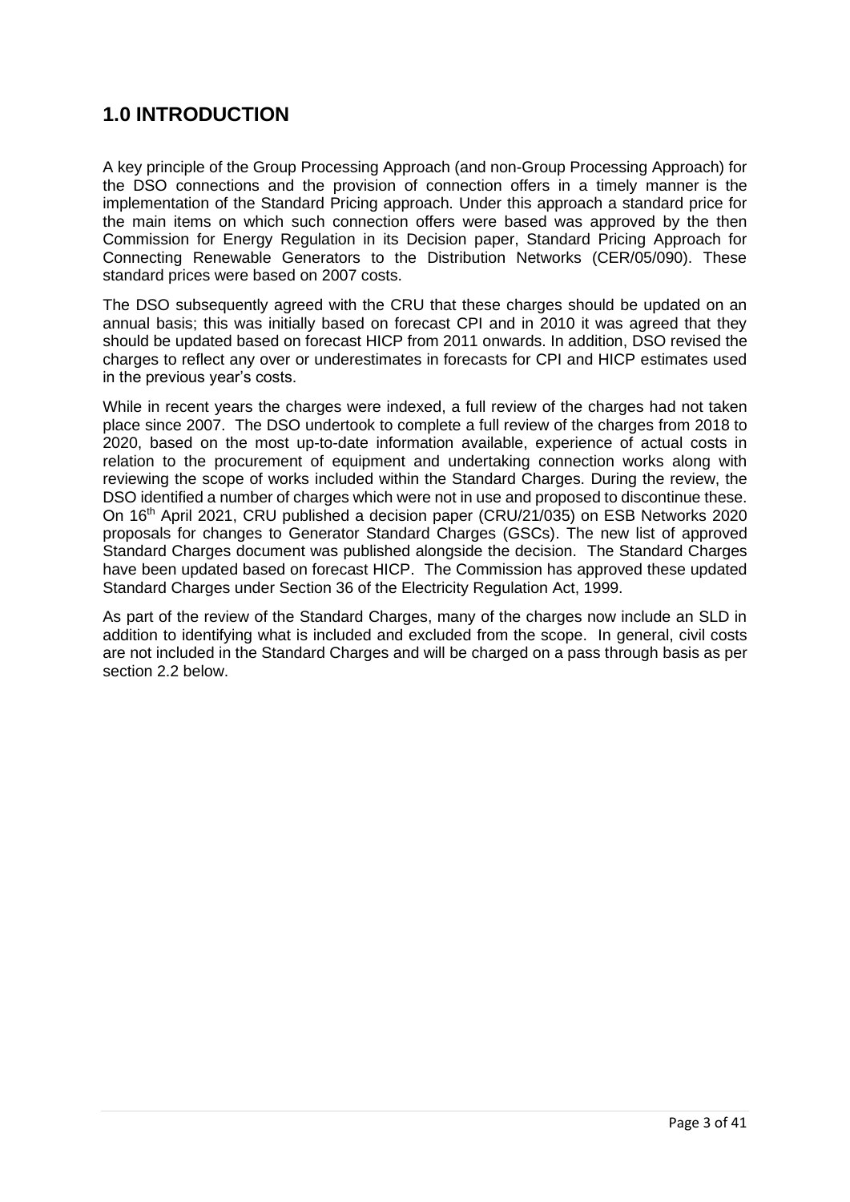## 1.0 INTRODUCTION

A key principle of the Group Processing Approach (and non-Group Processing Approach) for the DSO connections and the provision of connection offers in a timely manner is the implementation of the Standard Pricing approach. Under this approach a standard price for the main items on which such connection offers were based was approved by the then Commission for Energy Regulation in its Decision paper, Standard Pricing Approach for Connecting Renewable Generators to the Distribution Networks (CER/05/090). These standard prices were based on 2007 costs.

The DSO subsequently agreed with the CRU that these charges should be updated on an annual basis; this was initially based on forecast CPI and in 2010 it was agreed that they should be updated based on forecast HICP from 2011 onwards. In addition, DSO revised the charges to reflect any over or underestimates in forecasts for CPI and HICP estimates used in the previous year's costs.

While in recent years the charges were indexed, a full review of the charges had not taken place since 2007. The DSO undertook to complete a full review of the charges from 2018 to 2020, based on the most up-to-date information available, experience of actual costs in relation to the procurement of equipment and undertaking connection works along with reviewing the scope of works included within the Standard Charges. During the review, the DSO identified a number of charges which were not in use and proposed to discontinue these. On 16th April 2021, CRU published a decision paper (CRU/21/035) on ESB Networks 2020 proposals for changes to Generator Standard Charges (GSCs). The new list of approved Standard Charges document was published alongside the decision. The Standard Charges have been updated based on forecast HICP. The Commission has approved these updated Standard Charges under Section 36 of the Electricity Regulation Act, 1999.

As part of the review of the Standard Charges, many of the charges now include an SLD in addition to identifying what is included and excluded from the scope. In general, civil costs are not included in the Standard Charges and will be charged on a pass through basis as per section 2.2 below.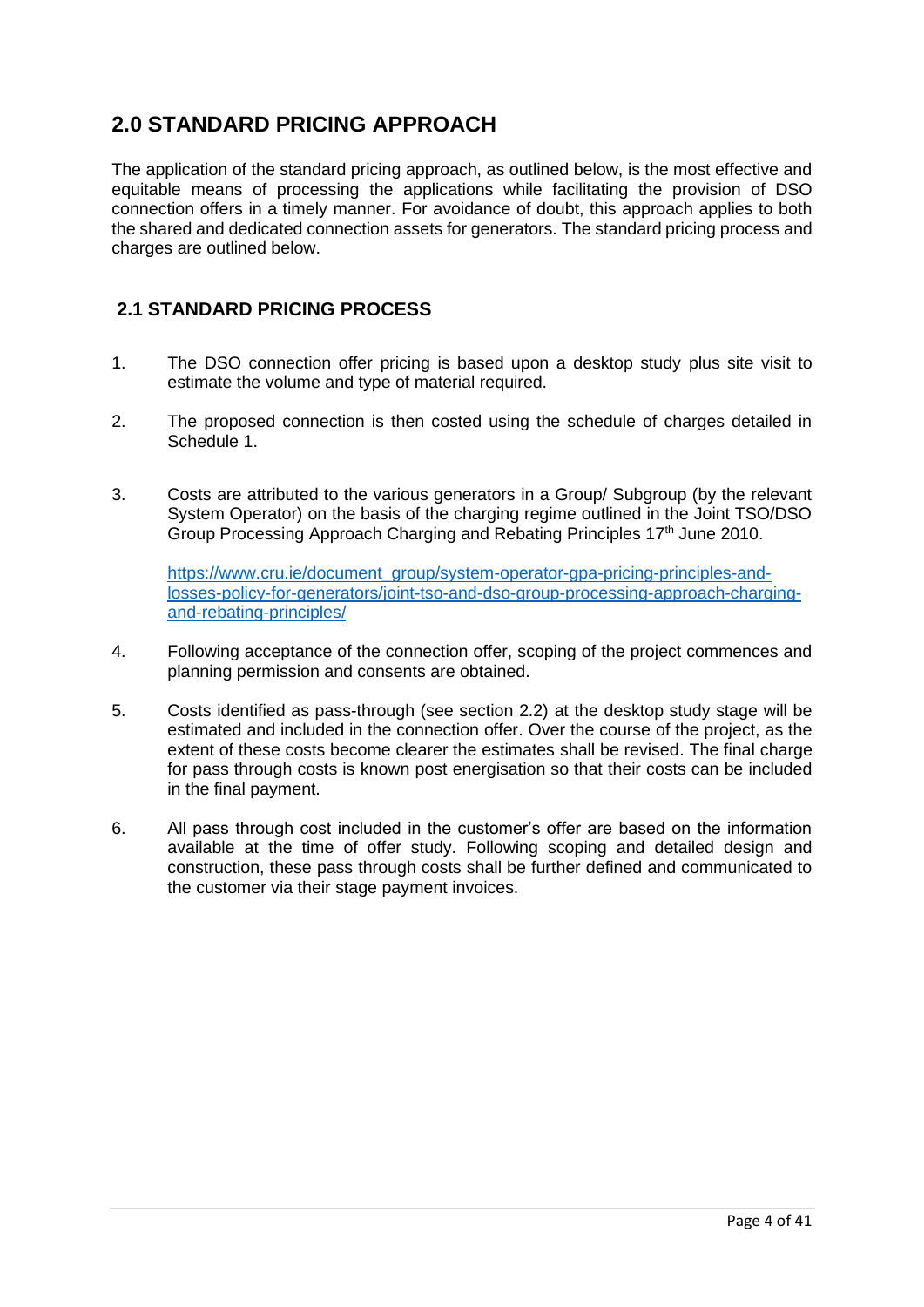## 2.0 STANDARD PRICING APPROACH

The application of the standard pricing approach, as outlined below, is the most effective and equitable means of processing the applications while facilitating the provision of DSO connection offers in a timely manner. For avoidance of doubt, this approach applies to both the shared and dedicated connection assets for generators. The standard pricing process and charges are outlined below.

### 2.1 STANDARD PRICING PROCESS

1. The DSO connection offer pricing is based upon a desktop study plus site visit to estimate the volume and type of material required.

2. The proposed connection is then costed using the schedule of charges detailed in Schedule 1.

3. Costs are attributed to the various generators in a Group/ Subgroup (by the relevant System Operator) on the basis of the charging regime outlined in the Joint TSO/DSO Group Processing Approach Charging and Rebating Principles 17th June 2010.

   https://www.cru.ie/document_group/system-operator-gpa-pricing-principles-and-losses-policy-for-generators/joint-tso-and-dso-group-processing-approach-charging-and-rebating-principles/

4. Following acceptance of the connection offer, scoping of the project commences and planning permission and consents are obtained.

5. Costs identified as pass-through (see section 2.2) at the desktop study stage will be estimated and included in the connection offer. Over the course of the project, as the extent of these costs become clearer the estimates shall be revised. The final charge for pass through costs is known post energisation so that their costs can be included in the final payment.

6. All pass through cost included in the customer's offer are based on the information available at the time of offer study. Following scoping and detailed design and construction, these pass through costs shall be further defined and communicated to the customer via their stage payment invoices.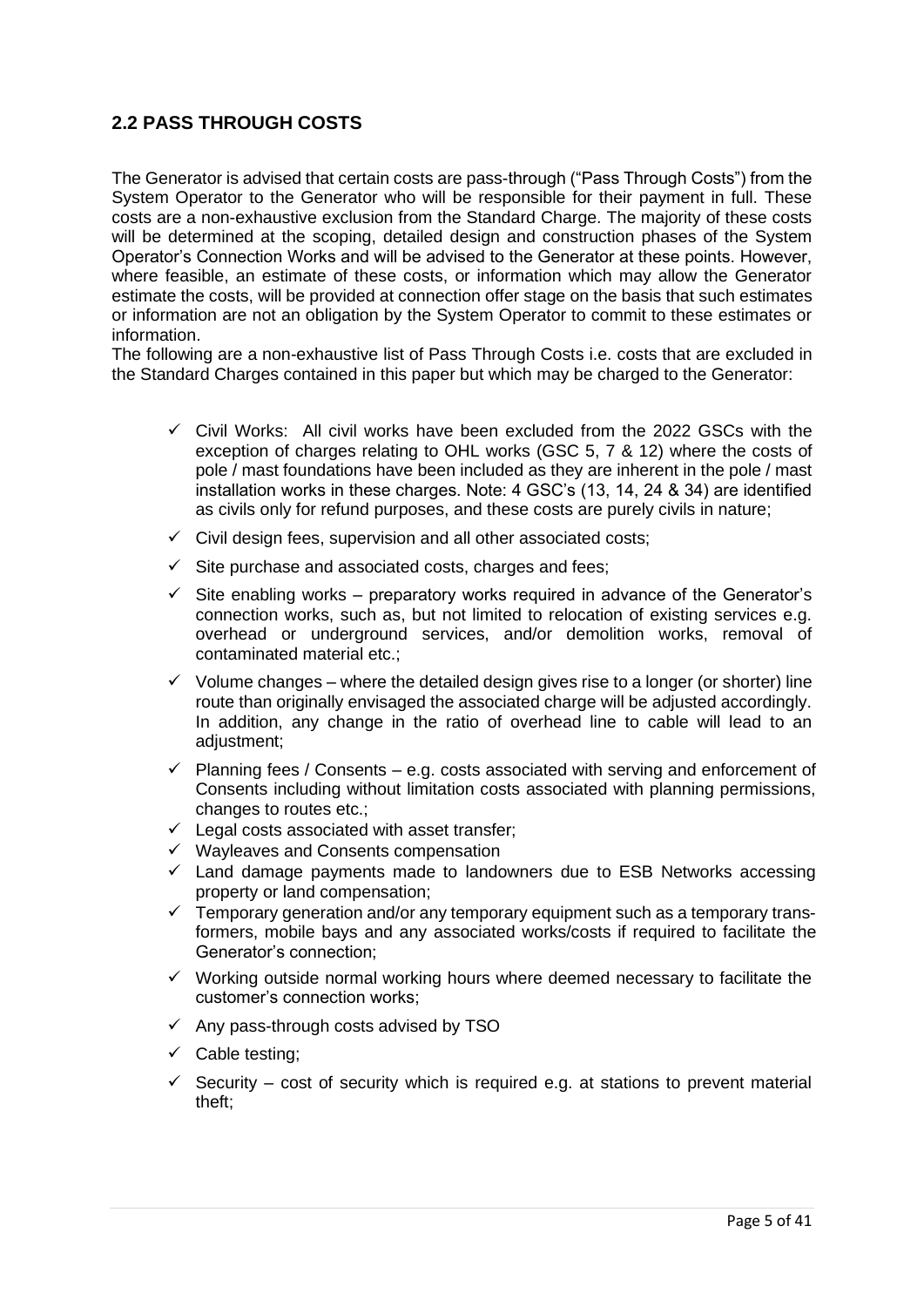## 2.2 PASS THROUGH COSTS

The Generator is advised that certain costs are pass-through ("Pass Through Costs") from the System Operator to the Generator who will be responsible for their payment in full. These costs are a non-exhaustive exclusion from the Standard Charge. The majority of these costs will be determined at the scoping, detailed design and construction phases of the System Operator's Connection Works and will be advised to the Generator at these points. However, where feasible, an estimate of these costs, or information which may allow the Generator estimate the costs, will be provided at connection offer stage on the basis that such estimates or information are not an obligation by the System Operator to commit to these estimates or information.

The following are a non-exhaustive list of Pass Through Costs i.e. costs that are excluded in the Standard Charges contained in this paper but which may be charged to the Generator:

- ✓ Civil Works: All civil works have been excluded from the 2022 GSCs with the exception of charges relating to OHL works (GSC 5, 7 & 12) where the costs of pole / mast foundations have been included as they are inherent in the pole / mast installation works in these charges. Note: 4 GSC's (13, 14, 24 & 34) are identified as civils only for refund purposes, and these costs are purely civils in nature;
- ✓ Civil design fees, supervision and all other associated costs;
- ✓ Site purchase and associated costs, charges and fees;
- ✓ Site enabling works – preparatory works required in advance of the Generator's connection works, such as, but not limited to relocation of existing services e.g. overhead or underground services, and/or demolition works, removal of contaminated material etc.;
- ✓ Volume changes – where the detailed design gives rise to a longer (or shorter) line route than originally envisaged the associated charge will be adjusted accordingly. In addition, any change in the ratio of overhead line to cable will lead to an adjustment;
- ✓ Planning fees / Consents – e.g. costs associated with serving and enforcement of Consents including without limitation costs associated with planning permissions, changes to routes etc.;
- ✓ Legal costs associated with asset transfer;
- ✓ Wayleaves and Consents compensation
- ✓ Land damage payments made to landowners due to ESB Networks accessing property or land compensation;
- ✓ Temporary generation and/or any temporary equipment such as a temporary trans-formers, mobile bays and any associated works/costs if required to facilitate the Generator's connection;
- ✓ Working outside normal working hours where deemed necessary to facilitate the customer's connection works;
- ✓ Any pass-through costs advised by TSO
- ✓ Cable testing;
- ✓ Security – cost of security which is required e.g. at stations to prevent material theft;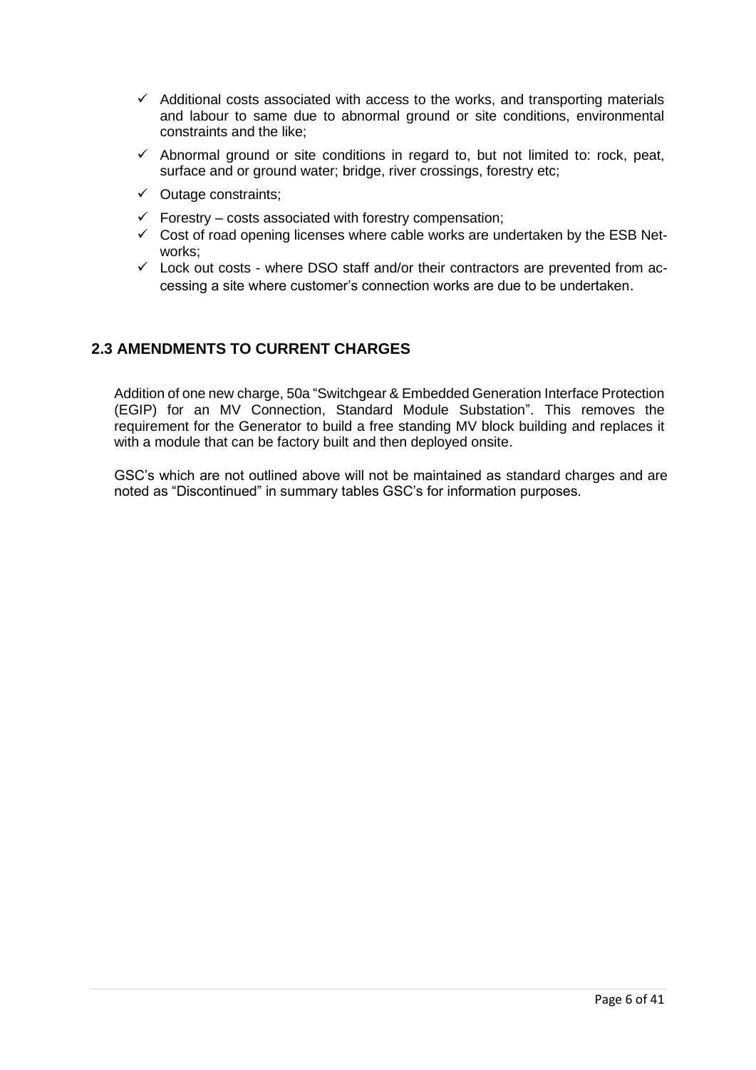- ✓ Additional costs associated with access to the works, and transporting materials and labour to same due to abnormal ground or site conditions, environmental constraints and the like;
- ✓ Abnormal ground or site conditions in regard to, but not limited to: rock, peat, surface and or ground water; bridge, river crossings, forestry etc;
- ✓ Outage constraints;
- ✓ Forestry – costs associated with forestry compensation;
- ✓ Cost of road opening licenses where cable works are undertaken by the ESB Networks;
- ✓ Lock out costs - where DSO staff and/or their contractors are prevented from accessing a site where customer's connection works are due to be undertaken.

## 2.3 AMENDMENTS TO CURRENT CHARGES

Addition of one new charge, 50a "Switchgear & Embedded Generation Interface Protection (EGIP) for an MV Connection, Standard Module Substation". This removes the requirement for the Generator to build a free standing MV block building and replaces it with a module that can be factory built and then deployed onsite.

GSC's which are not outlined above will not be maintained as standard charges and are noted as "Discontinued" in summary tables GSC's for information purposes.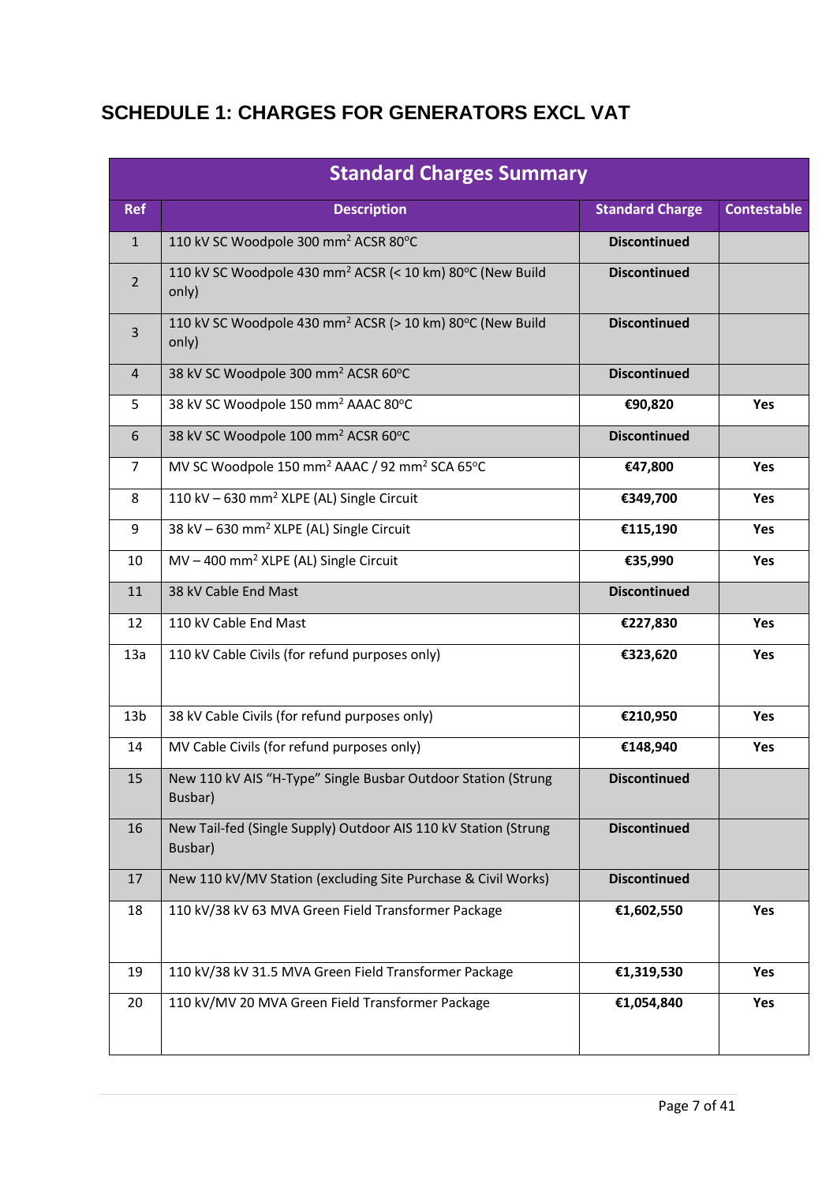## SCHEDULE 1: CHARGES FOR GENERATORS EXCL VAT

| Standard Charges Summary | | | |
|---|---|---|---|
| **Ref** | **Description** | **Standard Charge** | **Contestable** |
| 1 | 110 kV SC Woodpole 300 mm² ACSR 80°C | **Discontinued** | |
| 2 | 110 kV SC Woodpole 430 mm² ACSR (< 10 km) 80°C (New Build only) | **Discontinued** | |
| 3 | 110 kV SC Woodpole 430 mm² ACSR (> 10 km) 80°C (New Build only) | **Discontinued** | |
| 4 | 38 kV SC Woodpole 300 mm² ACSR 60°C | **Discontinued** | |
| 5 | 38 kV SC Woodpole 150 mm² AAAC 80°C | **€90,820** | **Yes** |
| 6 | 38 kV SC Woodpole 100 mm² ACSR 60°C | **Discontinued** | |
| 7 | MV SC Woodpole 150 mm² AAAC / 92 mm² SCA 65°C | **€47,800** | **Yes** |
| 8 | 110 kV – 630 mm² XLPE (AL) Single Circuit | **€349,700** | **Yes** |
| 9 | 38 kV – 630 mm² XLPE (AL) Single Circuit | **€115,190** | **Yes** |
| 10 | MV – 400 mm² XLPE (AL) Single Circuit | **€35,990** | **Yes** |
| 11 | 38 kV Cable End Mast | **Discontinued** | |
| 12 | 110 kV Cable End Mast | **€227,830** | **Yes** |
| 13a | 110 kV Cable Civils (for refund purposes only) | **€323,620** | **Yes** |
| 13b | 38 kV Cable Civils (for refund purposes only) | **€210,950** | **Yes** |
| 14 | MV Cable Civils (for refund purposes only) | **€148,940** | **Yes** |
| 15 | New 110 kV AIS "H-Type" Single Busbar Outdoor Station (Strung Busbar) | **Discontinued** | |
| 16 | New Tail-fed (Single Supply) Outdoor AIS 110 kV Station (Strung Busbar) | **Discontinued** | |
| 17 | New 110 kV/MV Station (excluding Site Purchase & Civil Works) | **Discontinued** | |
| 18 | 110 kV/38 kV 63 MVA Green Field Transformer Package | **€1,602,550** | **Yes** |
| 19 | 110 kV/38 kV 31.5 MVA Green Field Transformer Package | **€1,319,530** | **Yes** |
| 20 | 110 kV/MV 20 MVA Green Field Transformer Package | **€1,054,840** | **Yes** |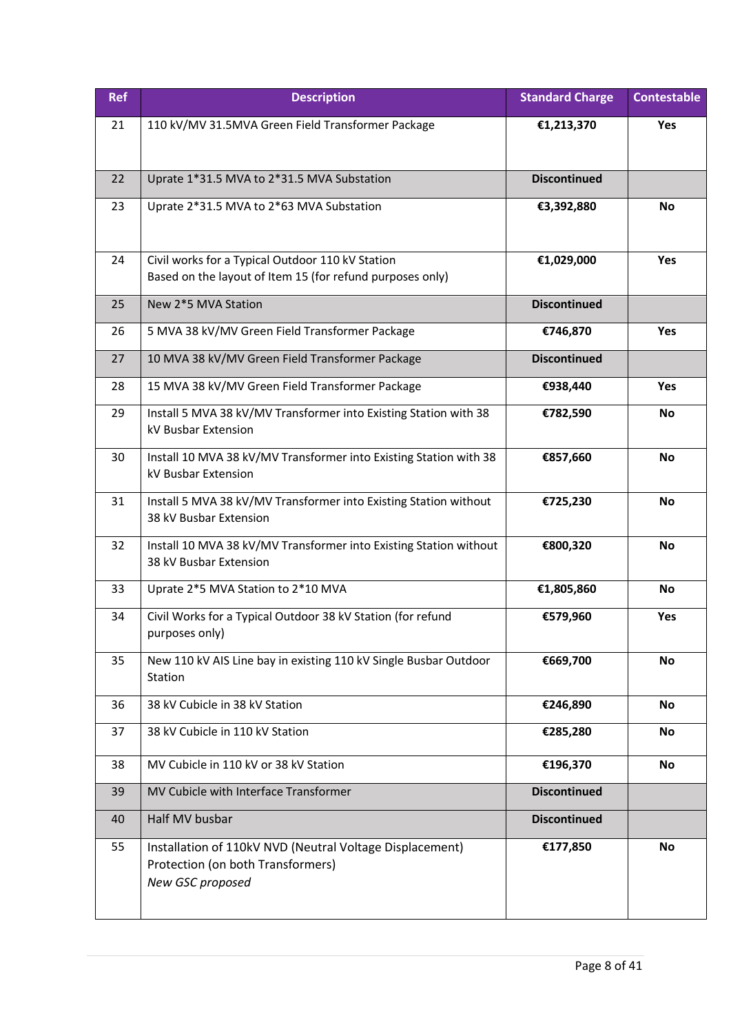| Ref | Description | Standard Charge | Contestable |
|---|---|---|---|
| 21 | 110 kV/MV 31.5MVA Green Field Transformer Package | **€1,213,370** | **Yes** |
| 22 | Uprate 1*31.5 MVA to 2*31.5 MVA Substation | **Discontinued** | |
| 23 | Uprate 2*31.5 MVA to 2*63 MVA Substation | **€3,392,880** | **No** |
| 24 | Civil works for a Typical Outdoor 110 kV Station<br>Based on the layout of Item 15 (for refund purposes only) | **€1,029,000** | **Yes** |
| 25 | New 2*5 MVA Station | **Discontinued** | |
| 26 | 5 MVA 38 kV/MV Green Field Transformer Package | **€746,870** | **Yes** |
| 27 | 10 MVA 38 kV/MV Green Field Transformer Package | **Discontinued** | |
| 28 | 15 MVA 38 kV/MV Green Field Transformer Package | **€938,440** | **Yes** |
| 29 | Install 5 MVA 38 kV/MV Transformer into Existing Station with 38 kV Busbar Extension | **€782,590** | **No** |
| 30 | Install 10 MVA 38 kV/MV Transformer into Existing Station with 38 kV Busbar Extension | **€857,660** | **No** |
| 31 | Install 5 MVA 38 kV/MV Transformer into Existing Station without 38 kV Busbar Extension | **€725,230** | **No** |
| 32 | Install 10 MVA 38 kV/MV Transformer into Existing Station without 38 kV Busbar Extension | **€800,320** | **No** |
| 33 | Uprate 2*5 MVA Station to 2*10 MVA | **€1,805,860** | **No** |
| 34 | Civil Works for a Typical Outdoor 38 kV Station (for refund purposes only) | **€579,960** | **Yes** |
| 35 | New 110 kV AIS Line bay in existing 110 kV Single Busbar Outdoor Station | **€669,700** | **No** |
| 36 | 38 kV Cubicle in 38 kV Station | **€246,890** | **No** |
| 37 | 38 kV Cubicle in 110 kV Station | **€285,280** | **No** |
| 38 | MV Cubicle in 110 kV or 38 kV Station | **€196,370** | **No** |
| 39 | MV Cubicle with Interface Transformer | **Discontinued** | |
| 40 | Half MV busbar | **Discontinued** | |
| 55 | Installation of 110kV NVD (Neutral Voltage Displacement) Protection (on both Transformers)<br>*New GSC proposed* | **€177,850** | **No** |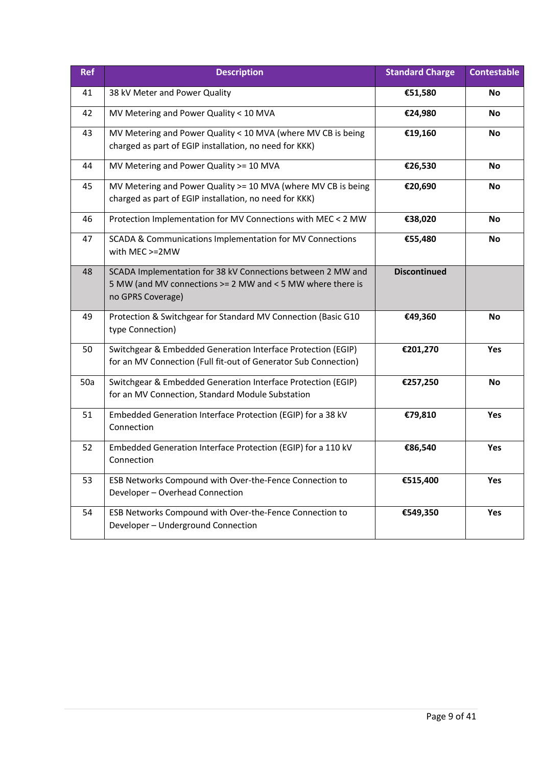| Ref | Description | Standard Charge | Contestable |
|---|---|---|---|
| 41 | 38 kV Meter and Power Quality | **€51,580** | **No** |
| 42 | MV Metering and Power Quality < 10 MVA | **€24,980** | **No** |
| 43 | MV Metering and Power Quality < 10 MVA (where MV CB is being charged as part of EGIP installation, no need for KKK) | **€19,160** | **No** |
| 44 | MV Metering and Power Quality >= 10 MVA | **€26,530** | **No** |
| 45 | MV Metering and Power Quality >= 10 MVA (where MV CB is being charged as part of EGIP installation, no need for KKK) | **€20,690** | **No** |
| 46 | Protection Implementation for MV Connections with MEC < 2 MW | **€38,020** | **No** |
| 47 | SCADA & Communications Implementation for MV Connections with MEC >=2MW | **€55,480** | **No** |
| 48 | SCADA Implementation for 38 kV Connections between 2 MW and 5 MW (and MV connections >= 2 MW and < 5 MW where there is no GPRS Coverage) | **Discontinued** | |
| 49 | Protection & Switchgear for Standard MV Connection (Basic G10 type Connection) | **€49,360** | **No** |
| 50 | Switchgear & Embedded Generation Interface Protection (EGIP) for an MV Connection (Full fit-out of Generator Sub Connection) | **€201,270** | **Yes** |
| 50a | Switchgear & Embedded Generation Interface Protection (EGIP) for an MV Connection, Standard Module Substation | **€257,250** | **No** |
| 51 | Embedded Generation Interface Protection (EGIP) for a 38 kV Connection | **€79,810** | **Yes** |
| 52 | Embedded Generation Interface Protection (EGIP) for a 110 kV Connection | **€86,540** | **Yes** |
| 53 | ESB Networks Compound with Over-the-Fence Connection to Developer – Overhead Connection | **€515,400** | **Yes** |
| 54 | ESB Networks Compound with Over-the-Fence Connection to Developer – Underground Connection | **€549,350** | **Yes** |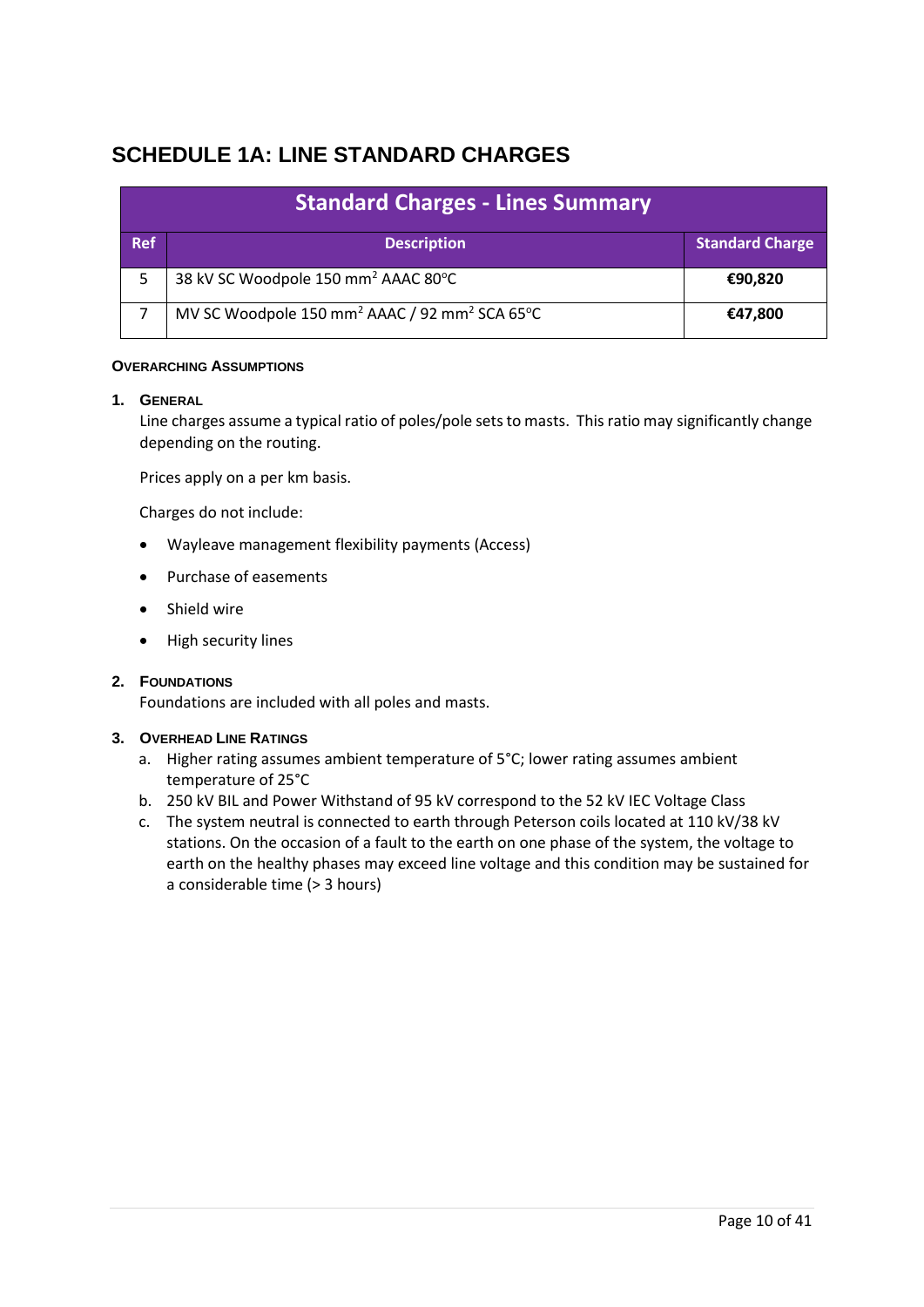# SCHEDULE 1A: LINE STANDARD CHARGES

| Standard Charges - Lines Summary | | |
|---|---|---|
| **Ref** | **Description** | **Standard Charge** |
| 5 | 38 kV SC Woodpole 150 mm$^2$ AAAC 80°C | **€90,820** |
| 7 | MV SC Woodpole 150 mm$^2$ AAAC / 92 mm$^2$ SCA 65°C | **€47,800** |

#### OVERARCHING ASSUMPTIONS

**1. GENERAL**

Line charges assume a typical ratio of poles/pole sets to masts. This ratio may significantly change depending on the routing.

Prices apply on a per km basis.

Charges do not include:

- Wayleave management flexibility payments (Access)
- Purchase of easements
- Shield wire
- High security lines

**2. FOUNDATIONS**

Foundations are included with all poles and masts.

**3. OVERHEAD LINE RATINGS**

a. Higher rating assumes ambient temperature of 5°C; lower rating assumes ambient temperature of 25°C

b. 250 kV BIL and Power Withstand of 95 kV correspond to the 52 kV IEC Voltage Class

c. The system neutral is connected to earth through Peterson coils located at 110 kV/38 kV stations. On the occasion of a fault to the earth on one phase of the system, the voltage to earth on the healthy phases may exceed line voltage and this condition may be sustained for a considerable time (> 3 hours)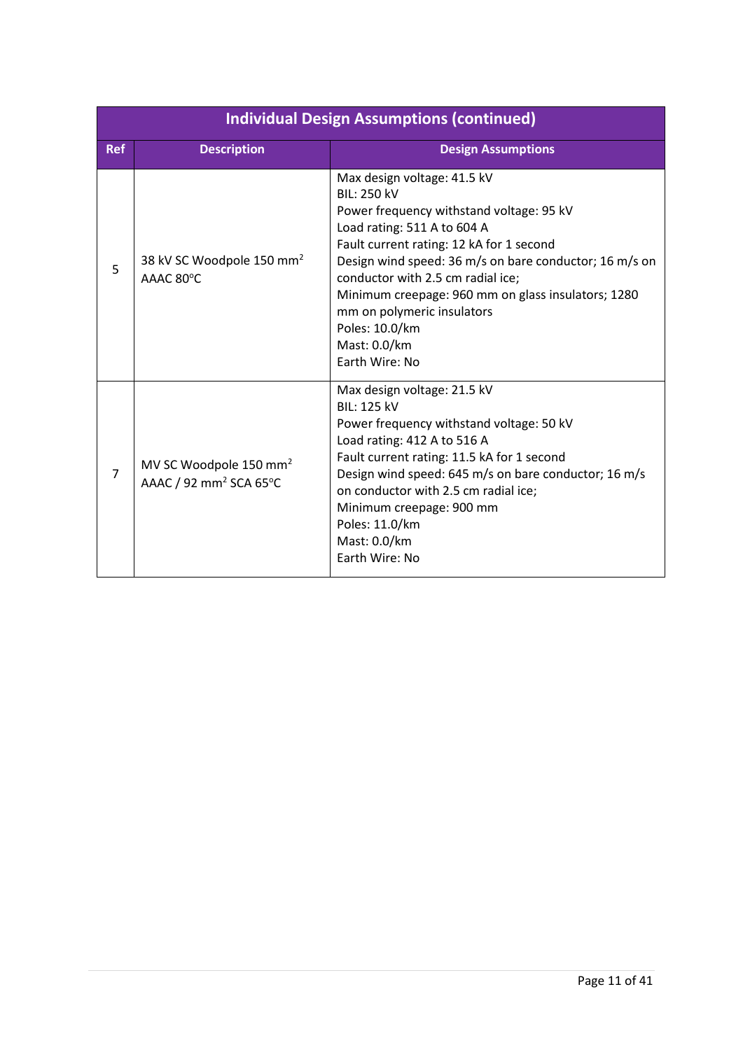| Individual Design Assumptions (continued) | | |
|---|---|---|
| **Ref** | **Description** | **Design Assumptions** |
| 5 | 38 kV SC Woodpole 150 mm$^2$ AAAC 80°C | Max design voltage: 41.5 kV<br>BIL: 250 kV<br>Power frequency withstand voltage: 95 kV<br>Load rating: 511 A to 604 A<br>Fault current rating: 12 kA for 1 second<br>Design wind speed: 36 m/s on bare conductor; 16 m/s on conductor with 2.5 cm radial ice;<br>Minimum creepage: 960 mm on glass insulators; 1280 mm on polymeric insulators<br>Poles: 10.0/km<br>Mast: 0.0/km<br>Earth Wire: No |
| 7 | MV SC Woodpole 150 mm$^2$ AAAC / 92 mm$^2$ SCA 65°C | Max design voltage: 21.5 kV<br>BIL: 125 kV<br>Power frequency withstand voltage: 50 kV<br>Load rating: 412 A to 516 A<br>Fault current rating: 11.5 kA for 1 second<br>Design wind speed: 645 m/s on bare conductor; 16 m/s on conductor with 2.5 cm radial ice;<br>Minimum creepage: 900 mm<br>Poles: 11.0/km<br>Mast: 0.0/km<br>Earth Wire: No |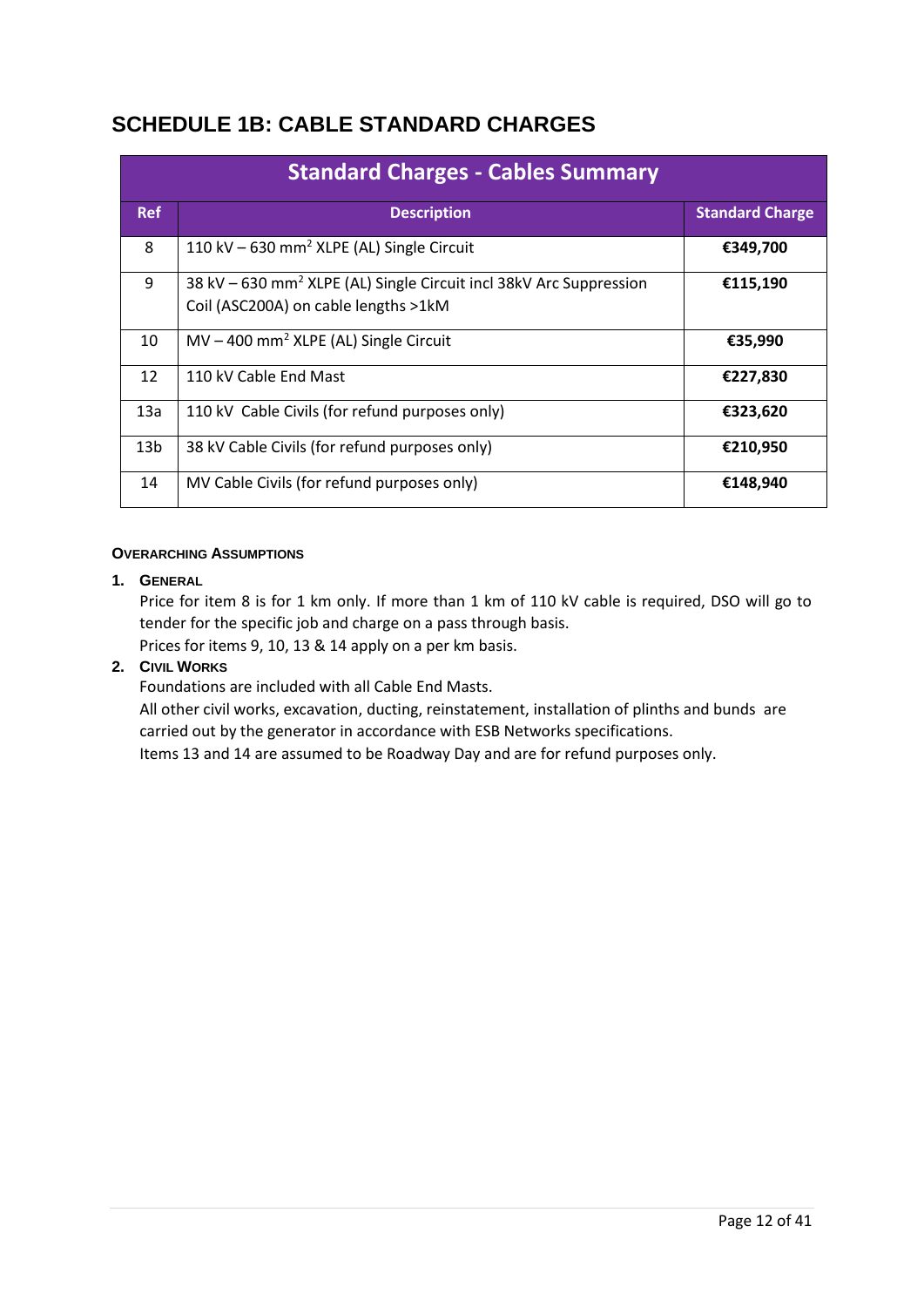## SCHEDULE 1B: CABLE STANDARD CHARGES

| Standard Charges - Cables Summary | | |
|---|---|---|
| **Ref** | **Description** | **Standard Charge** |
| 8 | 110 kV – 630 mm$^2$ XLPE (AL) Single Circuit | **€349,700** |
| 9 | 38 kV – 630 mm$^2$ XLPE (AL) Single Circuit incl 38kV Arc Suppression Coil (ASC200A) on cable lengths >1kM | **€115,190** |
| 10 | MV – 400 mm$^2$ XLPE (AL) Single Circuit | **€35,990** |
| 12 | 110 kV Cable End Mast | **€227,830** |
| 13a | 110 kV Cable Civils (for refund purposes only) | **€323,620** |
| 13b | 38 kV Cable Civils (for refund purposes only) | **€210,950** |
| 14 | MV Cable Civils (for refund purposes only) | **€148,940** |

**OVERARCHING ASSUMPTIONS**

1. **GENERAL**

   Price for item 8 is for 1 km only. If more than 1 km of 110 kV cable is required, DSO will go to tender for the specific job and charge on a pass through basis.

   Prices for items 9, 10, 13 & 14 apply on a per km basis.

2. **CIVIL WORKS**

   Foundations are included with all Cable End Masts.

   All other civil works, excavation, ducting, reinstatement, installation of plinths and bunds are carried out by the generator in accordance with ESB Networks specifications.

   Items 13 and 14 are assumed to be Roadway Day and are for refund purposes only.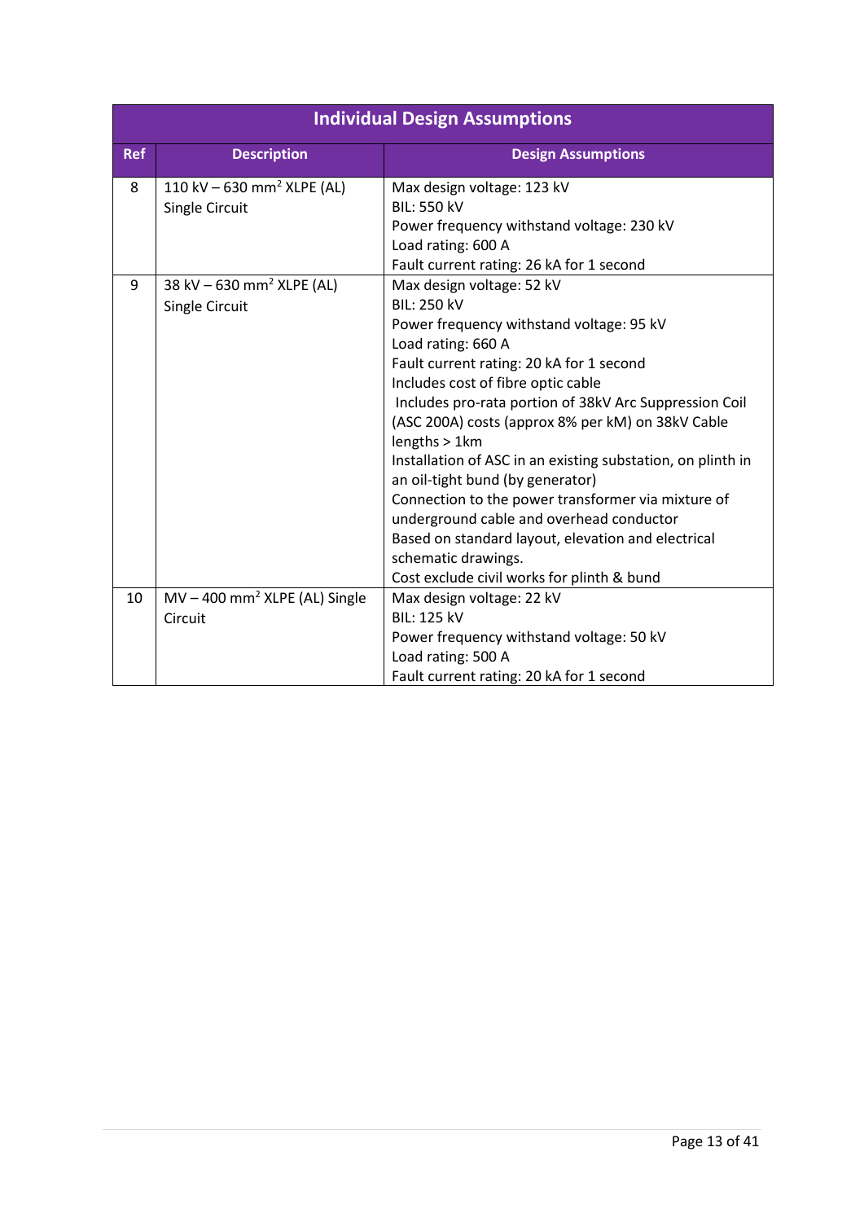| Individual Design Assumptions | | |
|---|---|---|
| **Ref** | **Description** | **Design Assumptions** |
| 8 | 110 kV – 630 $mm^2$ XLPE (AL) Single Circuit | Max design voltage: 123 kV<br>BIL: 550 kV<br>Power frequency withstand voltage: 230 kV<br>Load rating: 600 A<br>Fault current rating: 26 kA for 1 second |
| 9 | 38 kV – 630 $mm^2$ XLPE (AL) Single Circuit | Max design voltage: 52 kV<br>BIL: 250 kV<br>Power frequency withstand voltage: 95 kV<br>Load rating: 660 A<br>Fault current rating: 20 kA for 1 second<br>Includes cost of fibre optic cable<br>Includes pro-rata portion of 38kV Arc Suppression Coil (ASC 200A) costs (approx 8% per kM) on 38kV Cable lengths > 1km<br>Installation of ASC in an existing substation, on plinth in an oil-tight bund (by generator)<br>Connection to the power transformer via mixture of underground cable and overhead conductor<br>Based on standard layout, elevation and electrical schematic drawings.<br>Cost exclude civil works for plinth & bund |
| 10 | MV – 400 $mm^2$ XLPE (AL) Single Circuit | Max design voltage: 22 kV<br>BIL: 125 kV<br>Power frequency withstand voltage: 50 kV<br>Load rating: 500 A<br>Fault current rating: 20 kA for 1 second |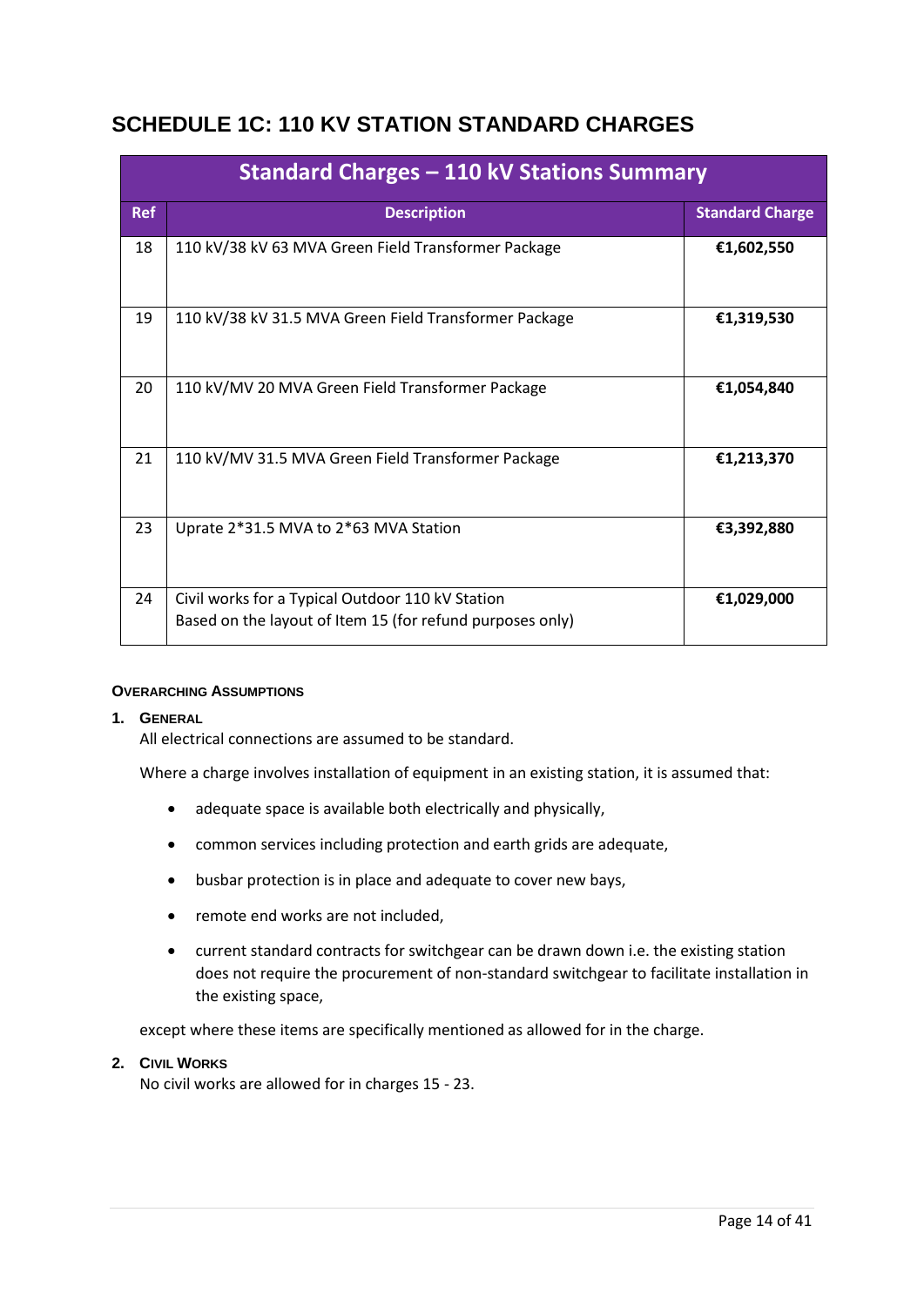## SCHEDULE 1C: 110 KV STATION STANDARD CHARGES

| Standard Charges – 110 kV Stations Summary | | |
|---|---|---|
| **Ref** | **Description** | **Standard Charge** |
| 18 | 110 kV/38 kV 63 MVA Green Field Transformer Package | **€1,602,550** |
| 19 | 110 kV/38 kV 31.5 MVA Green Field Transformer Package | **€1,319,530** |
| 20 | 110 kV/MV 20 MVA Green Field Transformer Package | **€1,054,840** |
| 21 | 110 kV/MV 31.5 MVA Green Field Transformer Package | **€1,213,370** |
| 23 | Uprate 2*31.5 MVA to 2*63 MVA Station | **€3,392,880** |
| 24 | Civil works for a Typical Outdoor 110 kV Station<br>Based on the layout of Item 15 (for refund purposes only) | **€1,029,000** |

#### OVERARCHING ASSUMPTIONS

**1. GENERAL**

All electrical connections are assumed to be standard.

Where a charge involves installation of equipment in an existing station, it is assumed that:

- adequate space is available both electrically and physically,
- common services including protection and earth grids are adequate,
- busbar protection is in place and adequate to cover new bays,
- remote end works are not included,
- current standard contracts for switchgear can be drawn down i.e. the existing station does not require the procurement of non-standard switchgear to facilitate installation in the existing space,

except where these items are specifically mentioned as allowed for in the charge.

**2. CIVIL WORKS**

No civil works are allowed for in charges 15 - 23.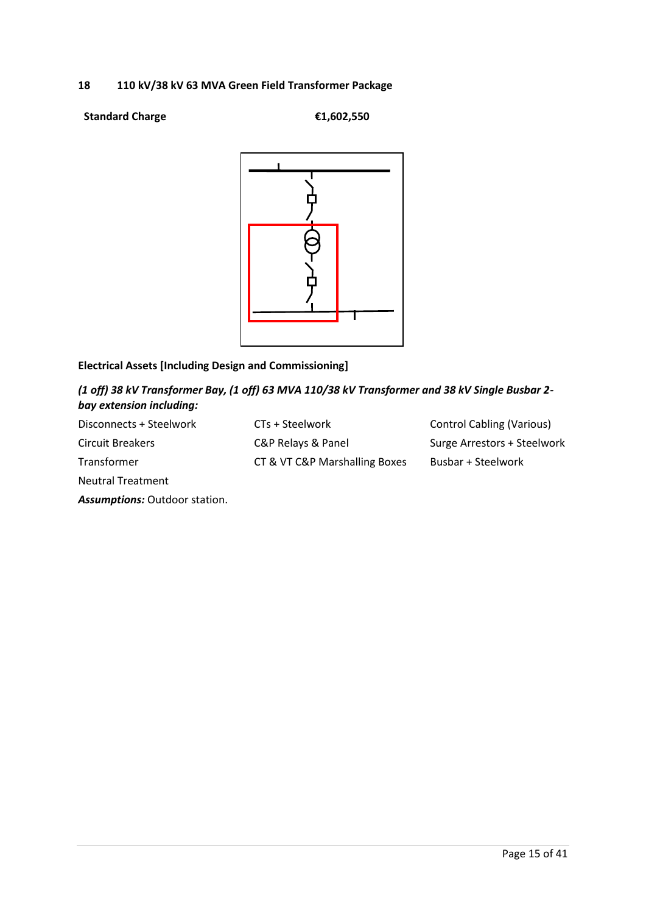## 18 110 kV/38 kV 63 MVA Green Field Transformer Package

**Standard Charge** **€1,602,550**

**Electrical Assets [Including Design and Commissioning]**

***(1 off) 38 kV Transformer Bay, (1 off) 63 MVA 110/38 kV Transformer and 38 kV Single Busbar 2-bay extension including:***

| | | |
|---|---|---|
| Disconnects + Steelwork | CTs + Steelwork | Control Cabling (Various) |
| Circuit Breakers | C&P Relays & Panel | Surge Arrestors + Steelwork |
| Transformer | CT & VT C&P Marshalling Boxes | Busbar + Steelwork |
| Neutral Treatment | | |

***Assumptions:*** Outdoor station.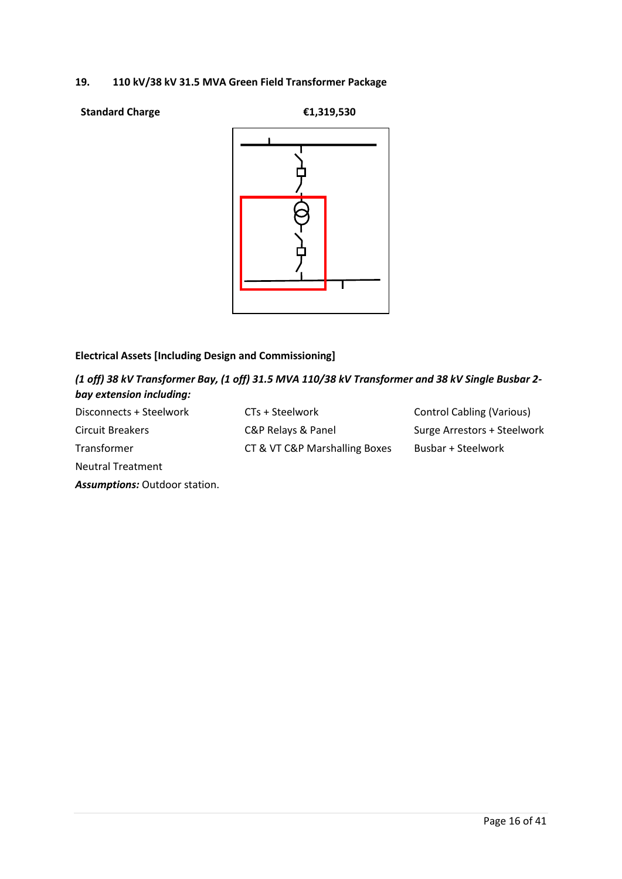## 19. 110 kV/38 kV 31.5 MVA Green Field Transformer Package

**Standard Charge** **€1,319,530**

**Electrical Assets [Including Design and Commissioning]**

***(1 off) 38 kV Transformer Bay, (1 off) 31.5 MVA 110/38 kV Transformer and 38 kV Single Busbar 2-bay extension including:***

| | | |
|---|---|---|
| Disconnects + Steelwork | CTs + Steelwork | Control Cabling (Various) |
| Circuit Breakers | C&P Relays & Panel | Surge Arrestors + Steelwork |
| Transformer | CT & VT C&P Marshalling Boxes | Busbar + Steelwork |
| Neutral Treatment | | |

***Assumptions:*** Outdoor station.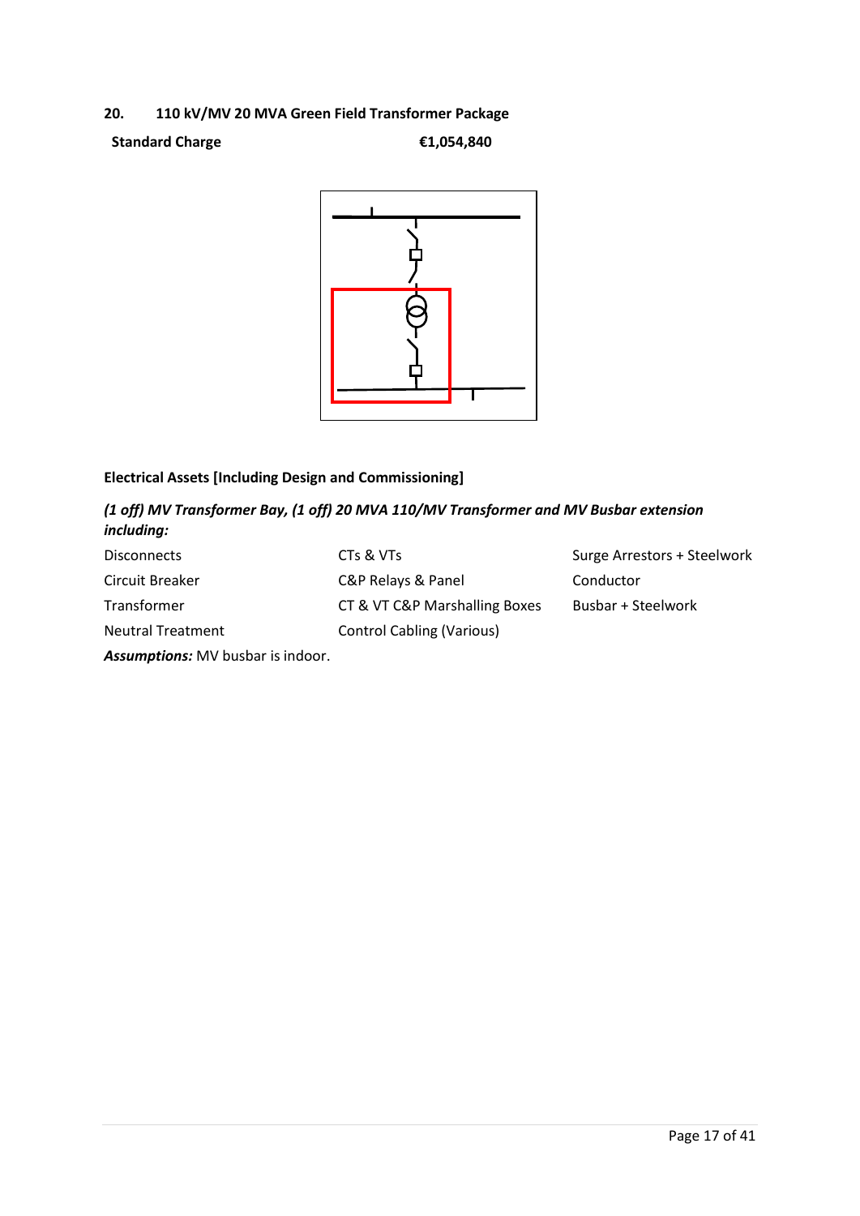## 20. 110 kV/MV 20 MVA Green Field Transformer Package

**Standard Charge** **€1,054,840**

**Electrical Assets [Including Design and Commissioning]**

***(1 off) MV Transformer Bay, (1 off) 20 MVA 110/MV Transformer and MV Busbar extension including:***

| | | |
|---|---|---|
| Disconnects | CTs & VTs | Surge Arrestors + Steelwork |
| Circuit Breaker | C&P Relays & Panel | Conductor |
| Transformer | CT & VT C&P Marshalling Boxes | Busbar + Steelwork |
| Neutral Treatment | Control Cabling (Various) | |

***Assumptions:*** MV busbar is indoor.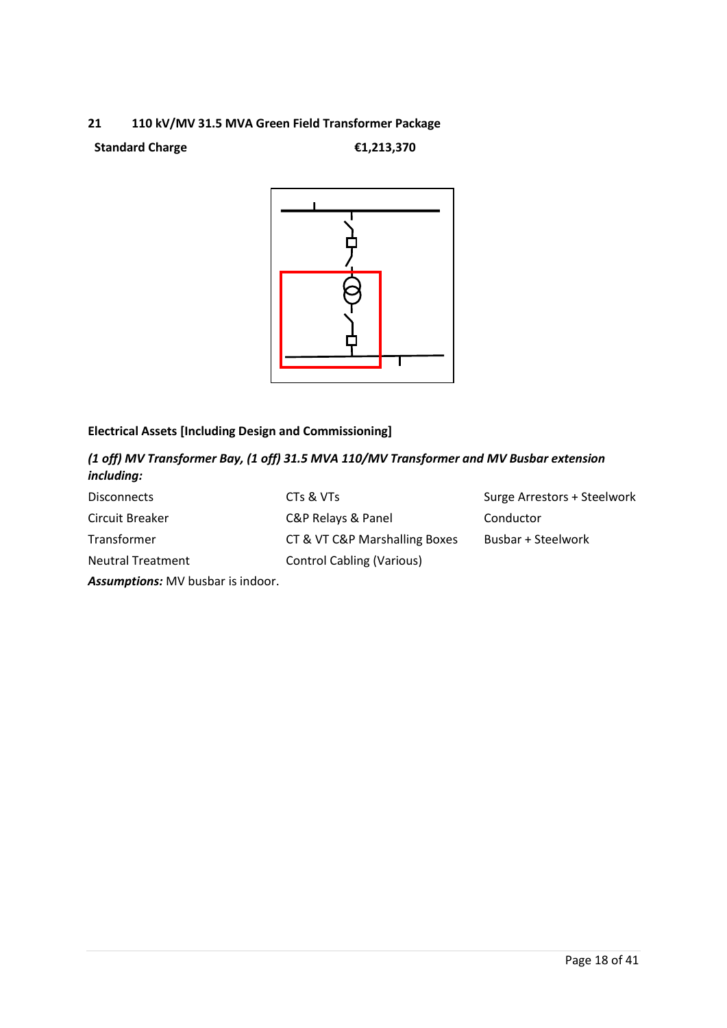## 21 110 kV/MV 31.5 MVA Green Field Transformer Package

**Standard Charge** **€1,213,370**

**Electrical Assets [Including Design and Commissioning]**

***(1 off) MV Transformer Bay, (1 off) 31.5 MVA 110/MV Transformer and MV Busbar extension including:***

| | | |
|---|---|---|
| Disconnects | CTs & VTs | Surge Arrestors + Steelwork |
| Circuit Breaker | C&P Relays & Panel | Conductor |
| Transformer | CT & VT C&P Marshalling Boxes | Busbar + Steelwork |
| Neutral Treatment | Control Cabling (Various) | |

***Assumptions:*** MV busbar is indoor.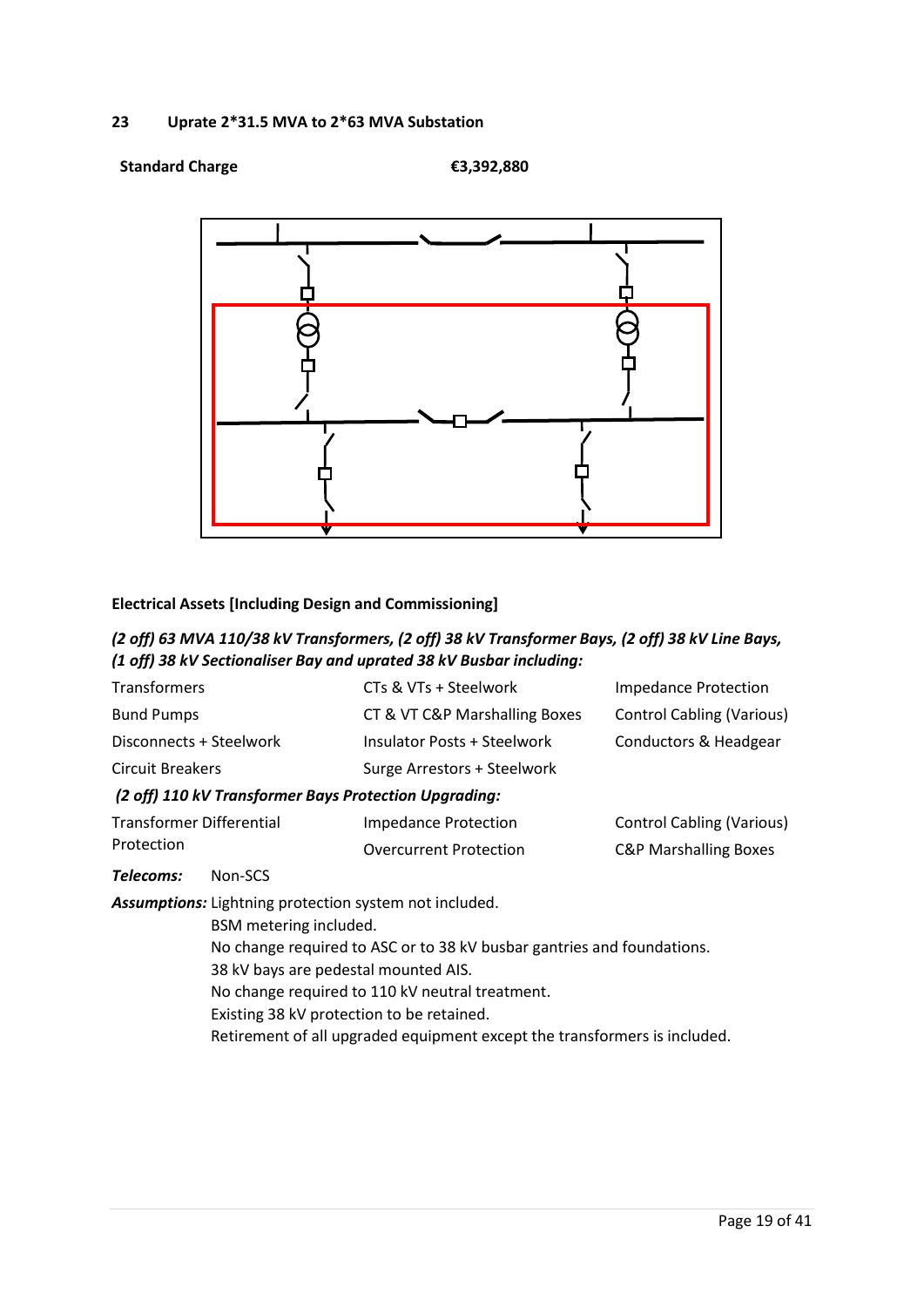## 23 Uprate 2*31.5 MVA to 2*63 MVA Substation

**Standard Charge** **€3,392,880**

**Electrical Assets [Including Design and Commissioning]**

***(2 off) 63 MVA 110/38 kV Transformers, (2 off) 38 kV Transformer Bays, (2 off) 38 kV Line Bays, (1 off) 38 kV Sectionaliser Bay and uprated 38 kV Busbar including:***

| | | |
|---|---|---|
| Transformers | CTs & VTs + Steelwork | Impedance Protection |
| Bund Pumps | CT & VT C&P Marshalling Boxes | Control Cabling (Various) |
| Disconnects + Steelwork | Insulator Posts + Steelwork | Conductors & Headgear |
| Circuit Breakers | Surge Arrestors + Steelwork | |

***(2 off) 110 kV Transformer Bays Protection Upgrading:***

| | | |
|---|---|---|
| Transformer Differential Protection | Impedance Protection | Control Cabling (Various) |
| | Overcurrent Protection | C&P Marshalling Boxes |

***Telecoms:*** Non-SCS

***Assumptions:*** Lightning protection system not included.
BSM metering included.
No change required to ASC or to 38 kV busbar gantries and foundations.
38 kV bays are pedestal mounted AIS.
No change required to 110 kV neutral treatment.
Existing 38 kV protection to be retained.
Retirement of all upgraded equipment except the transformers is included.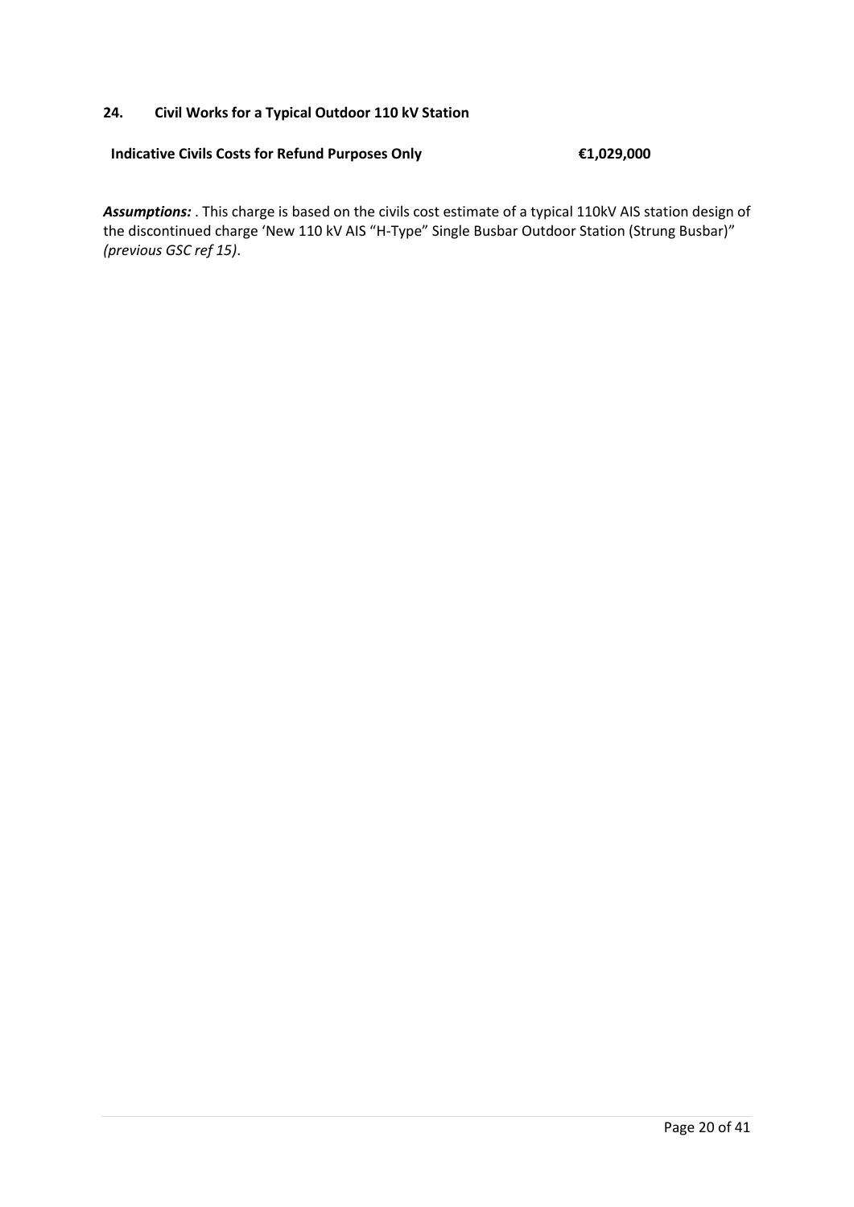## 24. Civil Works for a Typical Outdoor 110 kV Station

**Indicative Civils Costs for Refund Purposes Only** **€1,029,000**

***Assumptions:*** . This charge is based on the civils cost estimate of a typical 110kV AIS station design of the discontinued charge 'New 110 kV AIS "H-Type" Single Busbar Outdoor Station (Strung Busbar)" *(previous GSC ref 15)*.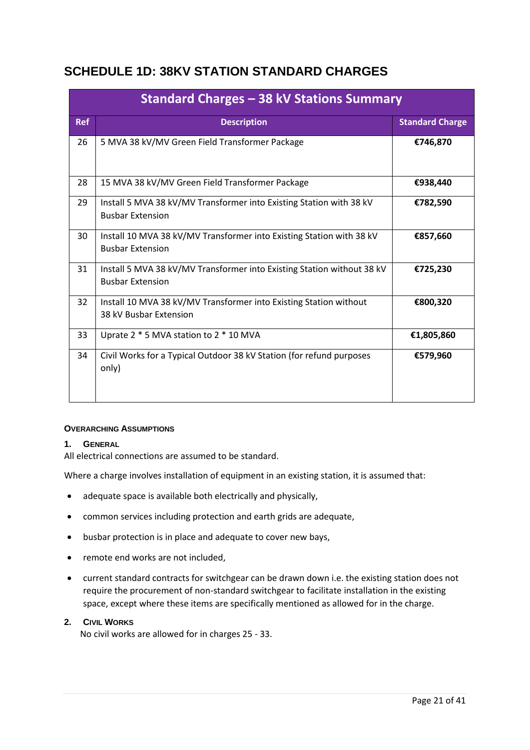# SCHEDULE 1D: 38KV STATION STANDARD CHARGES

| Standard Charges – 38 kV Stations Summary | | |
|---|---|---|
| **Ref** | **Description** | **Standard Charge** |
| 26 | 5 MVA 38 kV/MV Green Field Transformer Package | **€746,870** |
| 28 | 15 MVA 38 kV/MV Green Field Transformer Package | **€938,440** |
| 29 | Install 5 MVA 38 kV/MV Transformer into Existing Station with 38 kV Busbar Extension | **€782,590** |
| 30 | Install 10 MVA 38 kV/MV Transformer into Existing Station with 38 kV Busbar Extension | **€857,660** |
| 31 | Install 5 MVA 38 kV/MV Transformer into Existing Station without 38 kV Busbar Extension | **€725,230** |
| 32 | Install 10 MVA 38 kV/MV Transformer into Existing Station without 38 kV Busbar Extension | **€800,320** |
| 33 | Uprate 2 * 5 MVA station to 2 * 10 MVA | **€1,805,860** |
| 34 | Civil Works for a Typical Outdoor 38 kV Station (for refund purposes only) | **€579,960** |

#### OVERARCHING ASSUMPTIONS

**1. GENERAL**

All electrical connections are assumed to be standard.

Where a charge involves installation of equipment in an existing station, it is assumed that:

- adequate space is available both electrically and physically,
- common services including protection and earth grids are adequate,
- busbar protection is in place and adequate to cover new bays,
- remote end works are not included,
- current standard contracts for switchgear can be drawn down i.e. the existing station does not require the procurement of non-standard switchgear to facilitate installation in the existing space, except where these items are specifically mentioned as allowed for in the charge.

**2. CIVIL WORKS**

No civil works are allowed for in charges 25 - 33.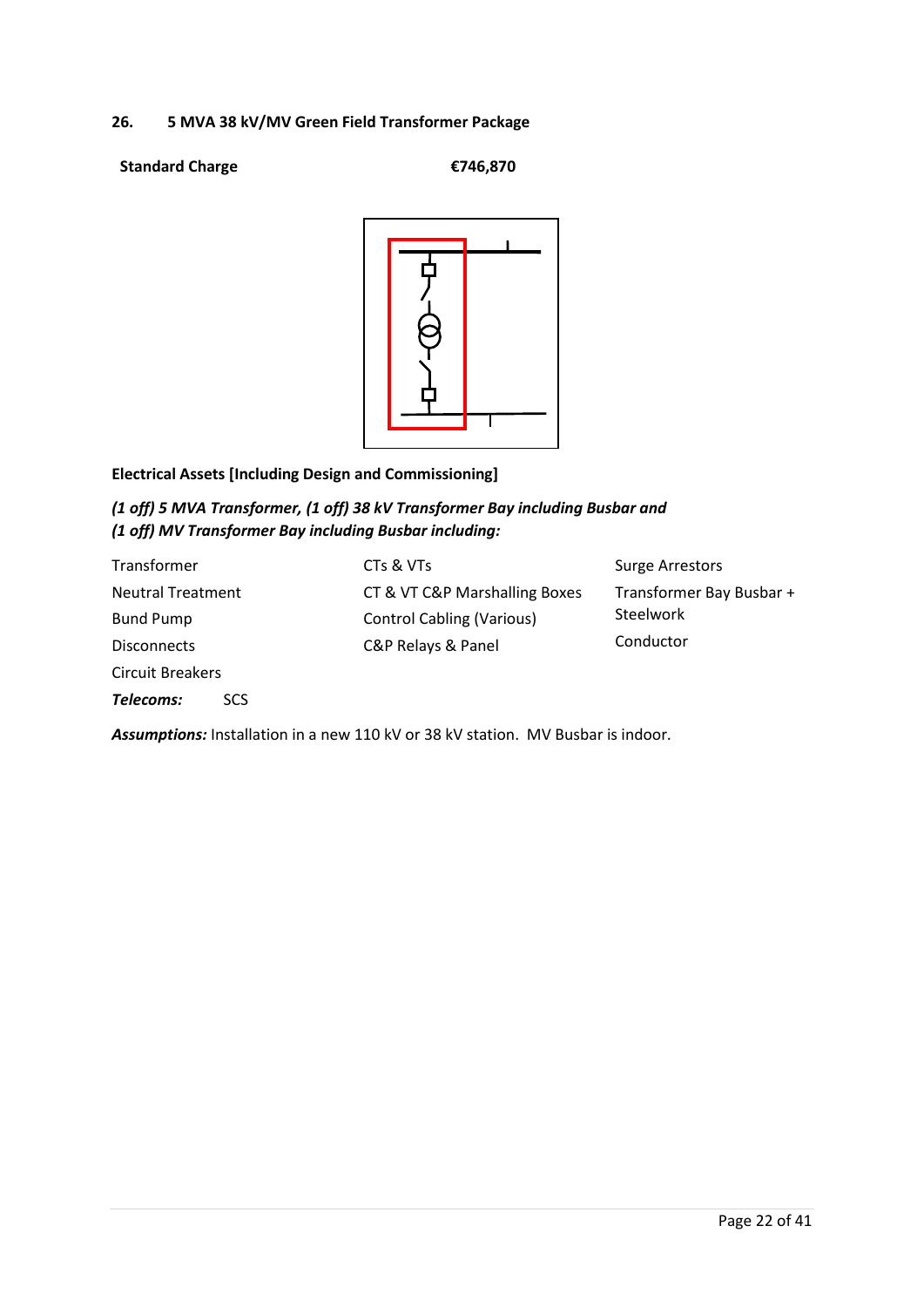## 26. 5 MVA 38 kV/MV Green Field Transformer Package

**Standard Charge** **€746,870**

**Electrical Assets [Including Design and Commissioning]**

***(1 off) 5 MVA Transformer, (1 off) 38 kV Transformer Bay including Busbar and (1 off) MV Transformer Bay including Busbar including:***

Transformer
Neutral Treatment
Bund Pump
Disconnects
Circuit Breakers

CTs & VTs
CT & VT C&P Marshalling Boxes
Control Cabling (Various)
C&P Relays & Panel

Surge Arrestors
Transformer Bay Busbar + Steelwork
Conductor

***Telecoms:*** SCS

***Assumptions:*** Installation in a new 110 kV or 38 kV station. MV Busbar is indoor.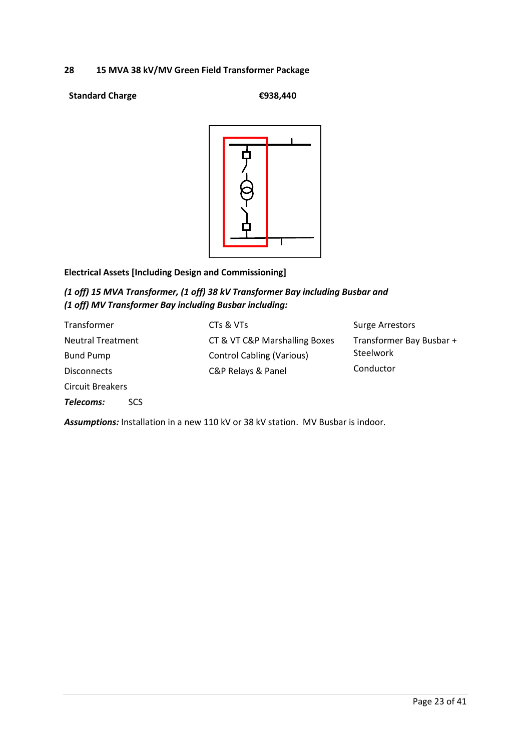## 28 15 MVA 38 kV/MV Green Field Transformer Package

**Standard Charge** **€938,440**

**Electrical Assets [Including Design and Commissioning]**

***(1 off) 15 MVA Transformer, (1 off) 38 kV Transformer Bay including Busbar and (1 off) MV Transformer Bay including Busbar including:***

Transformer
Neutral Treatment
Bund Pump
Disconnects
Circuit Breakers
CTs & VTs
CT & VT C&P Marshalling Boxes
Control Cabling (Various)
C&P Relays & Panel
Surge Arrestors
Transformer Bay Busbar + Steelwork
Conductor

***Telecoms:*** SCS

***Assumptions:*** Installation in a new 110 kV or 38 kV station. MV Busbar is indoor.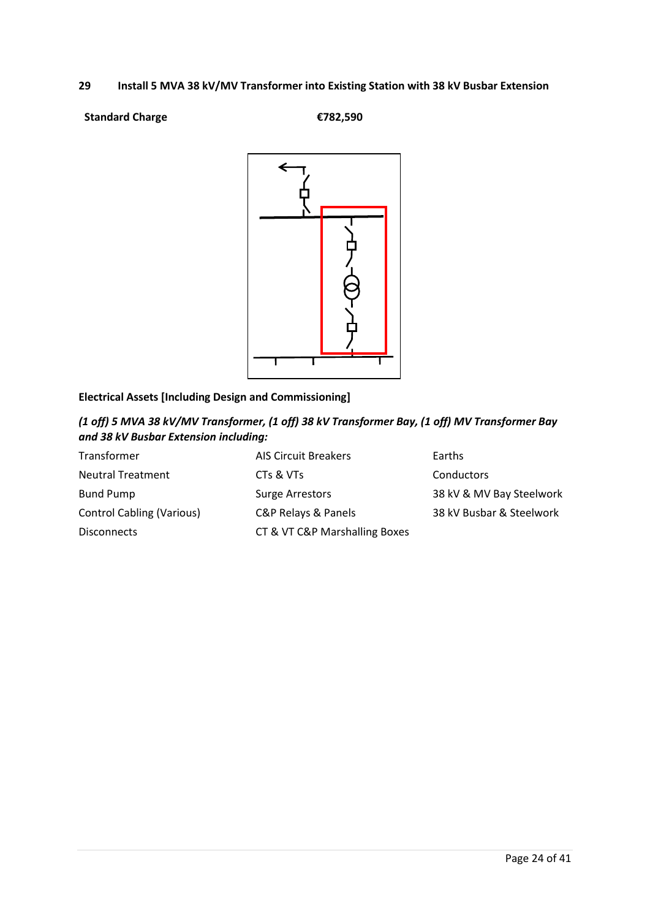## 29 Install 5 MVA 38 kV/MV Transformer into Existing Station with 38 kV Busbar Extension

**Standard Charge** **€782,590**

**Electrical Assets [Including Design and Commissioning]**

***(1 off) 5 MVA 38 kV/MV Transformer, (1 off) 38 kV Transformer Bay, (1 off) MV Transformer Bay and 38 kV Busbar Extension including:***

- Transformer
- Neutral Treatment
- Bund Pump
- Control Cabling (Various)
- Disconnects
- AIS Circuit Breakers
- CTs & VTs
- Surge Arrestors
- C&P Relays & Panels
- CT & VT C&P Marshalling Boxes
- Earths
- Conductors
- 38 kV & MV Bay Steelwork
- 38 kV Busbar & Steelwork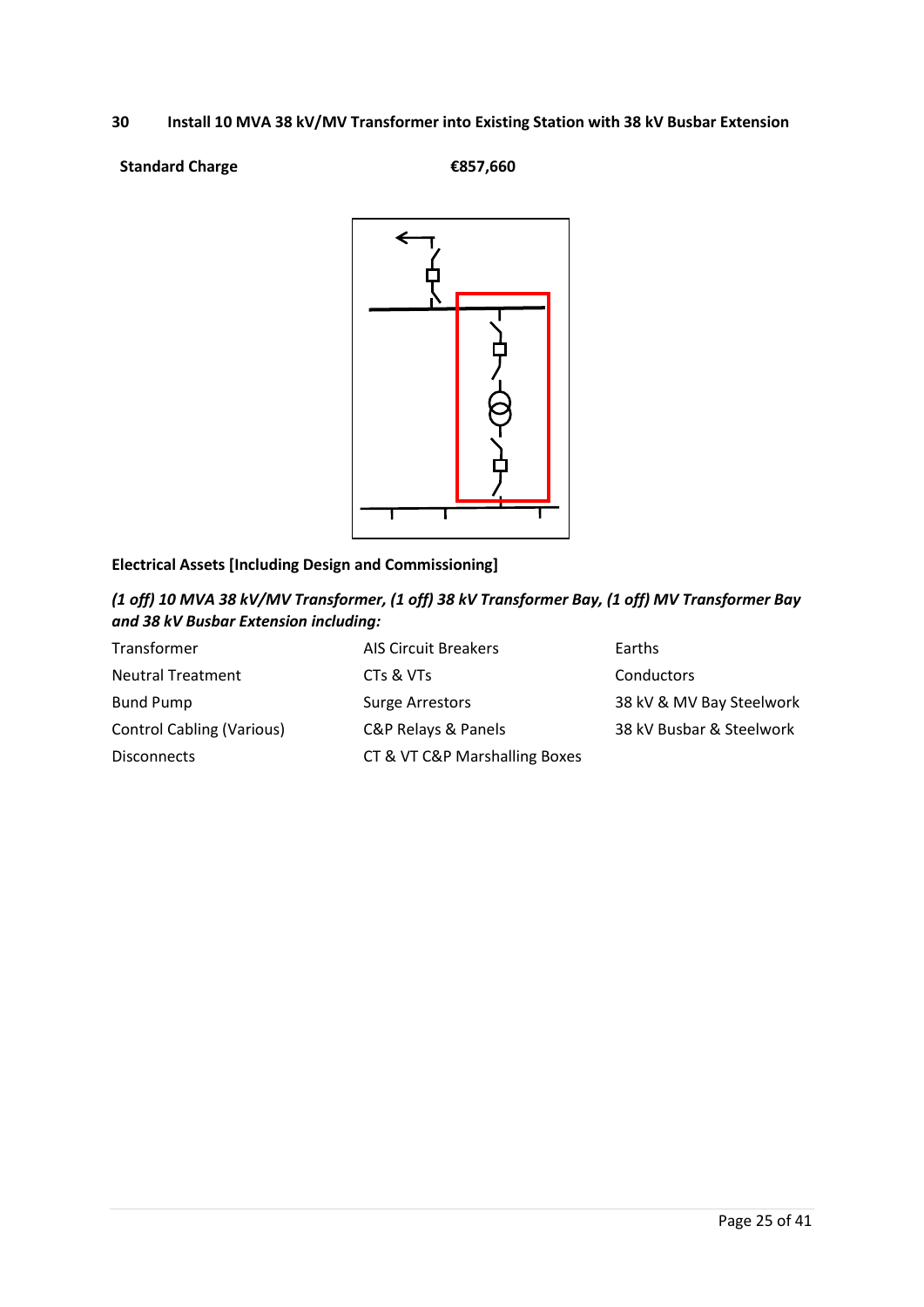## 30 Install 10 MVA 38 kV/MV Transformer into Existing Station with 38 kV Busbar Extension

**Standard Charge** **€857,660**

**Electrical Assets [Including Design and Commissioning]**

***(1 off) 10 MVA 38 kV/MV Transformer, (1 off) 38 kV Transformer Bay, (1 off) MV Transformer Bay and 38 kV Busbar Extension including:***

| | | |
|---|---|---|
| Transformer | AIS Circuit Breakers | Earths |
| Neutral Treatment | CTs & VTs | Conductors |
| Bund Pump | Surge Arrestors | 38 kV & MV Bay Steelwork |
| Control Cabling (Various) | C&P Relays & Panels | 38 kV Busbar & Steelwork |
| Disconnects | CT & VT C&P Marshalling Boxes | |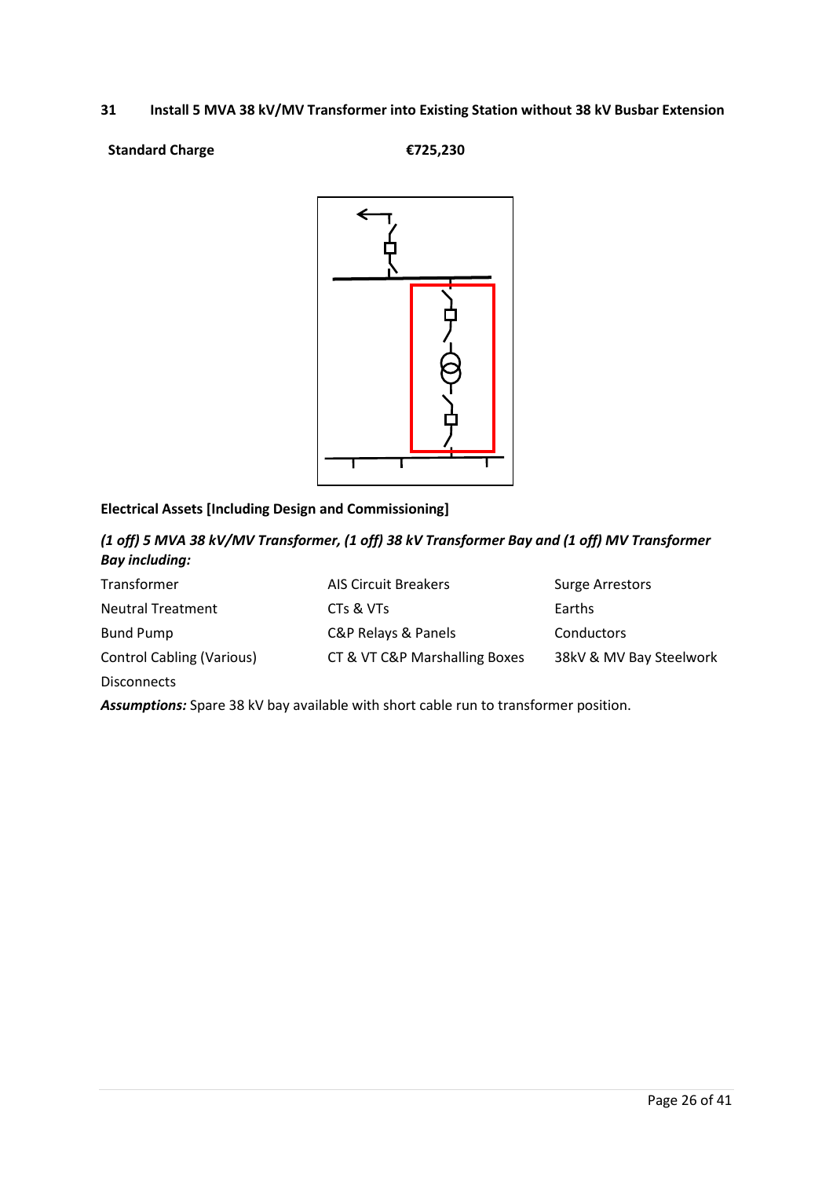## 31 Install 5 MVA 38 kV/MV Transformer into Existing Station without 38 kV Busbar Extension

**Standard Charge** **€725,230**

**Electrical Assets [Including Design and Commissioning]**

***(1 off) 5 MVA 38 kV/MV Transformer, (1 off) 38 kV Transformer Bay and (1 off) MV Transformer Bay including:***

| | | |
|---|---|---|
| Transformer | AIS Circuit Breakers | Surge Arrestors |
| Neutral Treatment | CTs & VTs | Earths |
| Bund Pump | C&P Relays & Panels | Conductors |
| Control Cabling (Various) | CT & VT C&P Marshalling Boxes | 38kV & MV Bay Steelwork |
| Disconnects | | |

***Assumptions:*** Spare 38 kV bay available with short cable run to transformer position.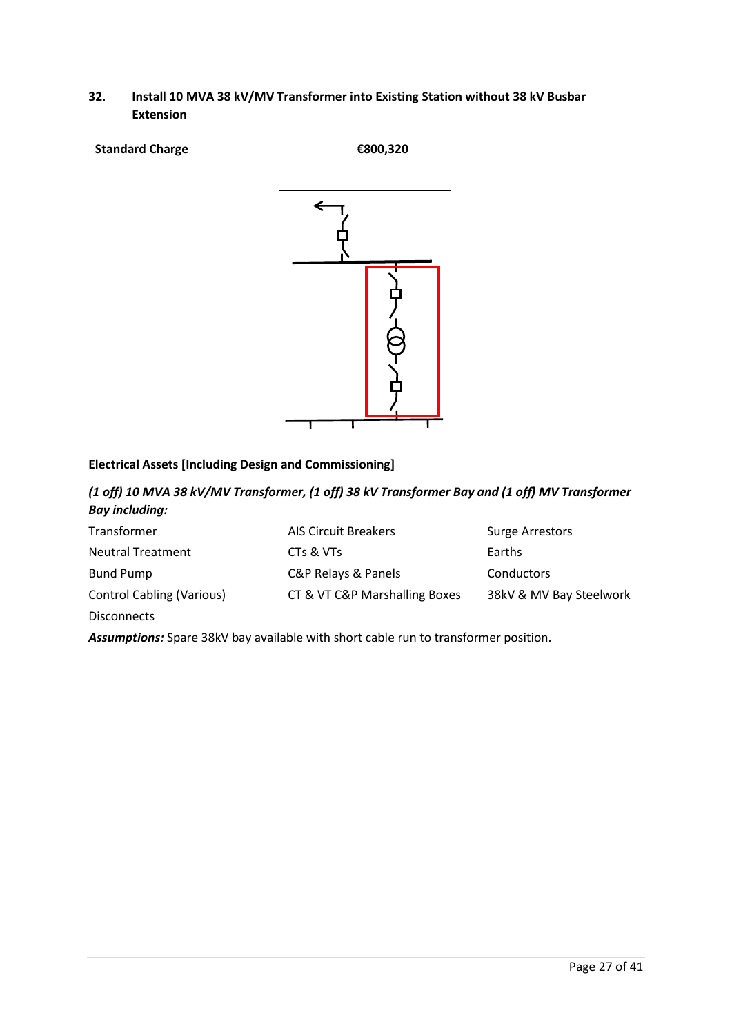## 32. Install 10 MVA 38 kV/MV Transformer into Existing Station without 38 kV Busbar Extension

**Standard Charge** **€800,320**

**Electrical Assets [Including Design and Commissioning]**

***(1 off) 10 MVA 38 kV/MV Transformer, (1 off) 38 kV Transformer Bay and (1 off) MV Transformer Bay including:***

| | | |
|---|---|---|
| Transformer | AIS Circuit Breakers | Surge Arrestors |
| Neutral Treatment | CTs & VTs | Earths |
| Bund Pump | C&P Relays & Panels | Conductors |
| Control Cabling (Various) | CT & VT C&P Marshalling Boxes | 38kV & MV Bay Steelwork |
| Disconnects | | |

***Assumptions:*** Spare 38kV bay available with short cable run to transformer position.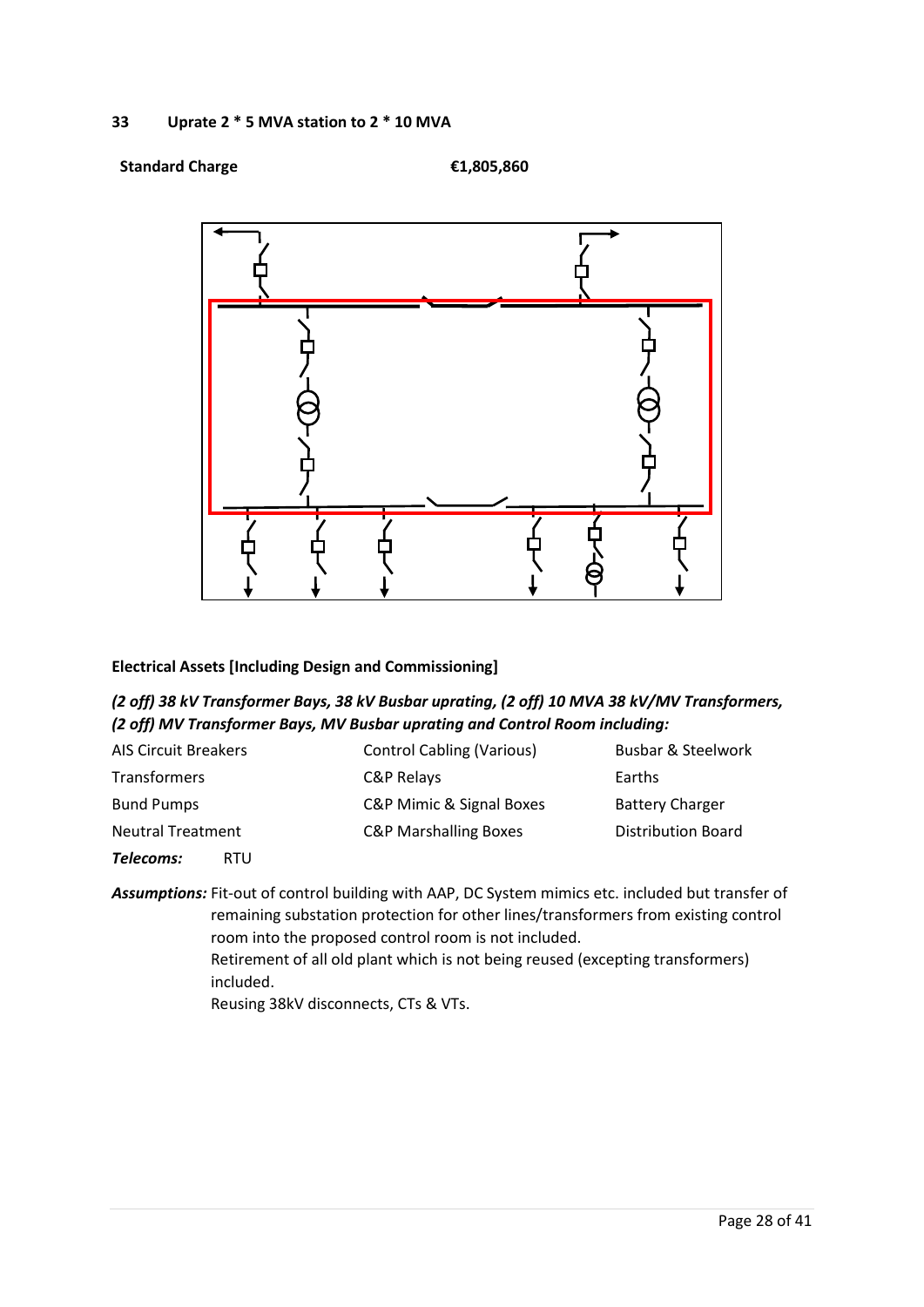## 33 Uprate 2 * 5 MVA station to 2 * 10 MVA

**Standard Charge** **€1,805,860**

**Electrical Assets [Including Design and Commissioning]**

***(2 off) 38 kV Transformer Bays, 38 kV Busbar uprating, (2 off) 10 MVA 38 kV/MV Transformers, (2 off) MV Transformer Bays, MV Busbar uprating and Control Room including:***

| | | |
|---|---|---|
| AIS Circuit Breakers | Control Cabling (Various) | Busbar & Steelwork |
| Transformers | C&P Relays | Earths |
| Bund Pumps | C&P Mimic & Signal Boxes | Battery Charger |
| Neutral Treatment | C&P Marshalling Boxes | Distribution Board |

***Telecoms:*** RTU

***Assumptions:*** Fit-out of control building with AAP, DC System mimics etc. included but transfer of remaining substation protection for other lines/transformers from existing control room into the proposed control room is not included.
Retirement of all old plant which is not being reused (excepting transformers) included.
Reusing 38kV disconnects, CTs & VTs.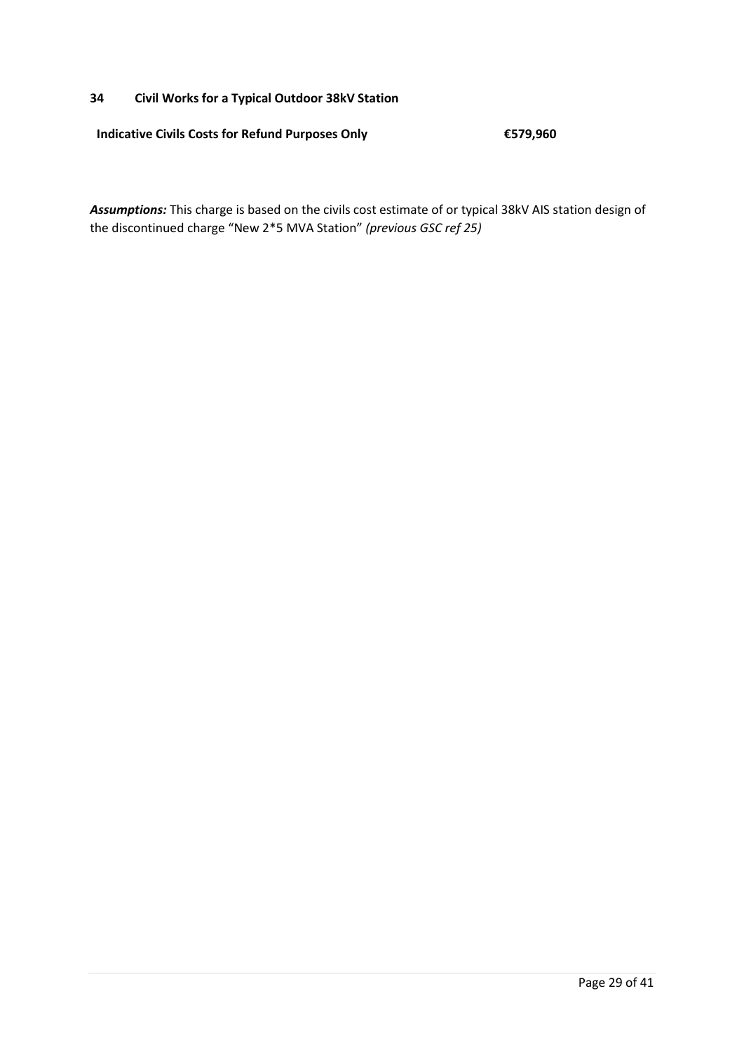## 34 Civil Works for a Typical Outdoor 38kV Station

**Indicative Civils Costs for Refund Purposes Only** **€579,960**

***Assumptions:*** This charge is based on the civils cost estimate of or typical 38kV AIS station design of the discontinued charge "New 2*5 MVA Station" *(previous GSC ref 25)*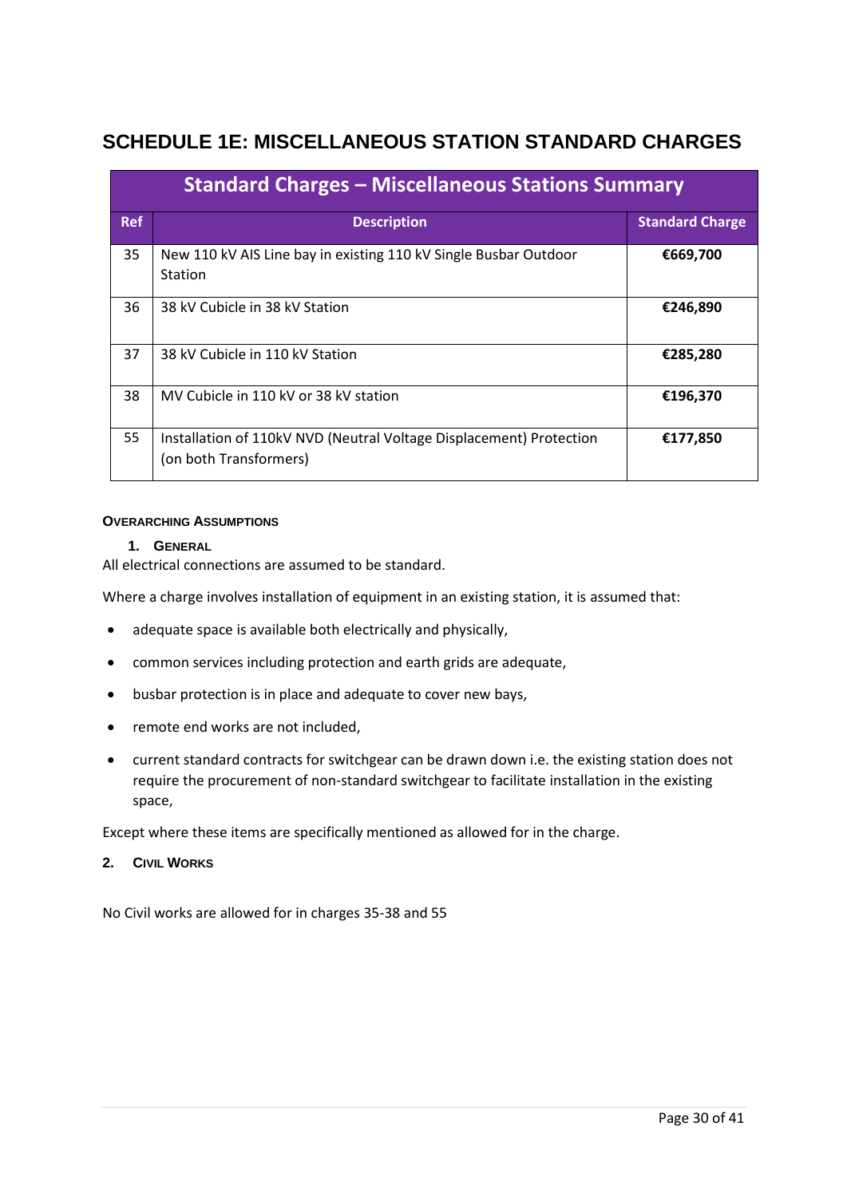# SCHEDULE 1E: MISCELLANEOUS STATION STANDARD CHARGES

| Standard Charges – Miscellaneous Stations Summary | | |
|---|---|---|
| **Ref** | **Description** | **Standard Charge** |
| 35 | New 110 kV AIS Line bay in existing 110 kV Single Busbar Outdoor Station | **€669,700** |
| 36 | 38 kV Cubicle in 38 kV Station | **€246,890** |
| 37 | 38 kV Cubicle in 110 kV Station | **€285,280** |
| 38 | MV Cubicle in 110 kV or 38 kV station | **€196,370** |
| 55 | Installation of 110kV NVD (Neutral Voltage Displacement) Protection (on both Transformers) | **€177,850** |

#### Overarching Assumptions

##### 1. General

All electrical connections are assumed to be standard.

Where a charge involves installation of equipment in an existing station, it is assumed that:

- adequate space is available both electrically and physically,
- common services including protection and earth grids are adequate,
- busbar protection is in place and adequate to cover new bays,
- remote end works are not included,
- current standard contracts for switchgear can be drawn down i.e. the existing station does not require the procurement of non-standard switchgear to facilitate installation in the existing space,

Except where these items are specifically mentioned as allowed for in the charge.

##### 2. Civil Works

No Civil works are allowed for in charges 35-38 and 55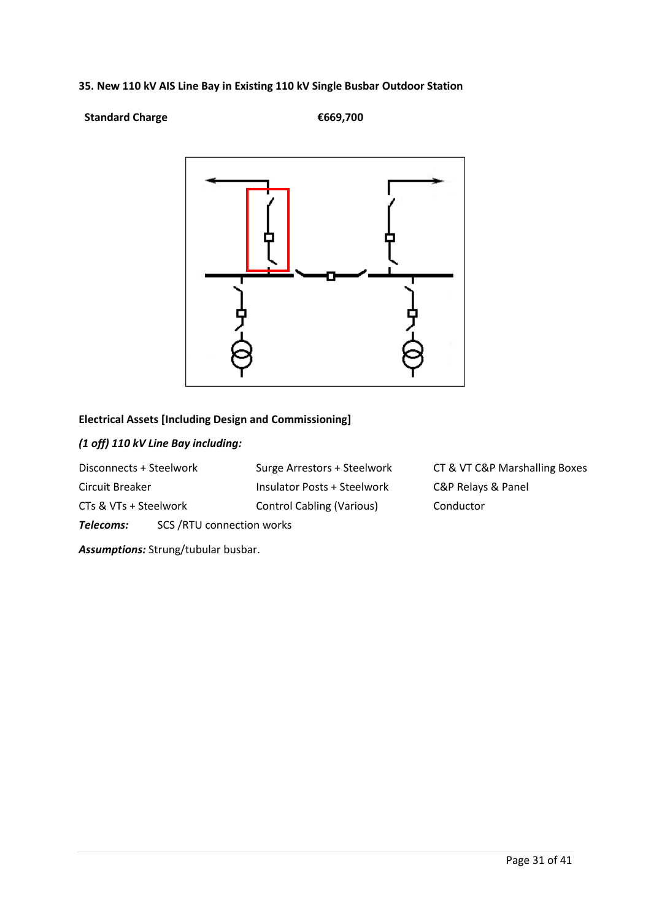**35. New 110 kV AIS Line Bay in Existing 110 kV Single Busbar Outdoor Station**

**Standard Charge** **€669,700**

**Electrical Assets [Including Design and Commissioning]**

***(1 off) 110 kV Line Bay including:***

| | | |
|---|---|---|
| Disconnects + Steelwork | Surge Arrestors + Steelwork | CT & VT C&P Marshalling Boxes |
| Circuit Breaker | Insulator Posts + Steelwork | C&P Relays & Panel |
| CTs & VTs + Steelwork | Control Cabling (Various) | Conductor |

***Telecoms:*** SCS /RTU connection works

***Assumptions:*** Strung/tubular busbar.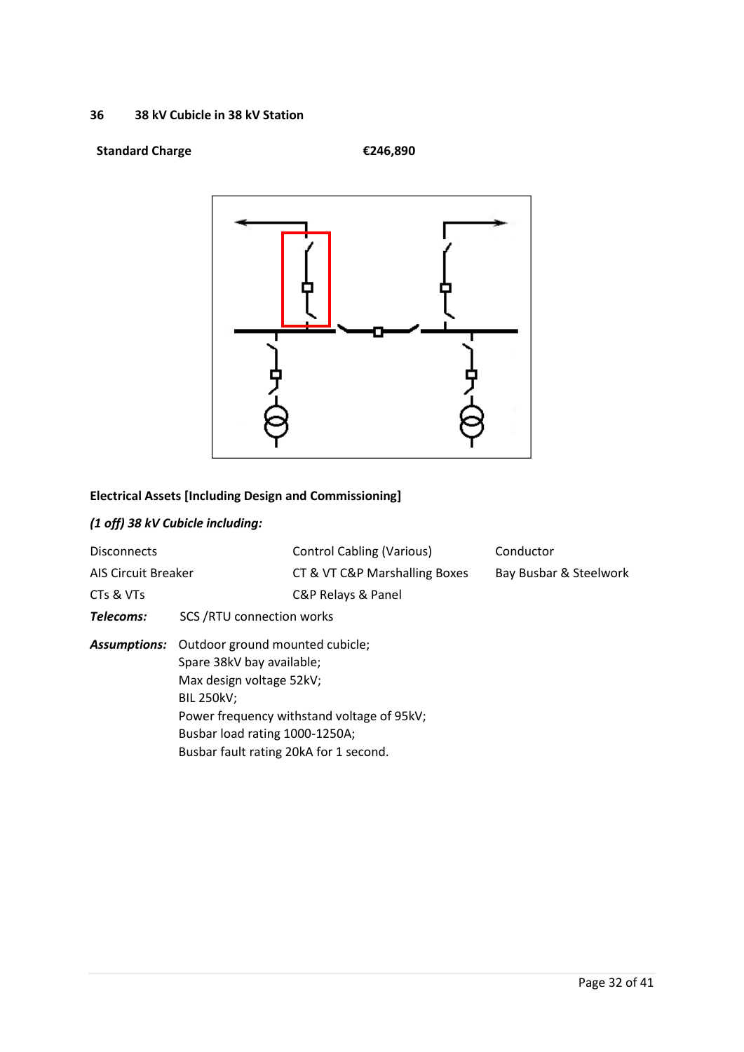## 36 38 kV Cubicle in 38 kV Station

**Standard Charge** **€246,890**

**Electrical Assets [Including Design and Commissioning]**

***(1 off) 38 kV Cubicle including:***

| | | |
|---|---|---|
| Disconnects | Control Cabling (Various) | Conductor |
| AIS Circuit Breaker | CT & VT C&P Marshalling Boxes | Bay Busbar & Steelwork |
| CTs & VTs | C&P Relays & Panel | |

***Telecoms:*** SCS /RTU connection works

***Assumptions:*** Outdoor ground mounted cubicle;
Spare 38kV bay available;
Max design voltage 52kV;
BIL 250kV;
Power frequency withstand voltage of 95kV;
Busbar load rating 1000-1250A;
Busbar fault rating 20kA for 1 second.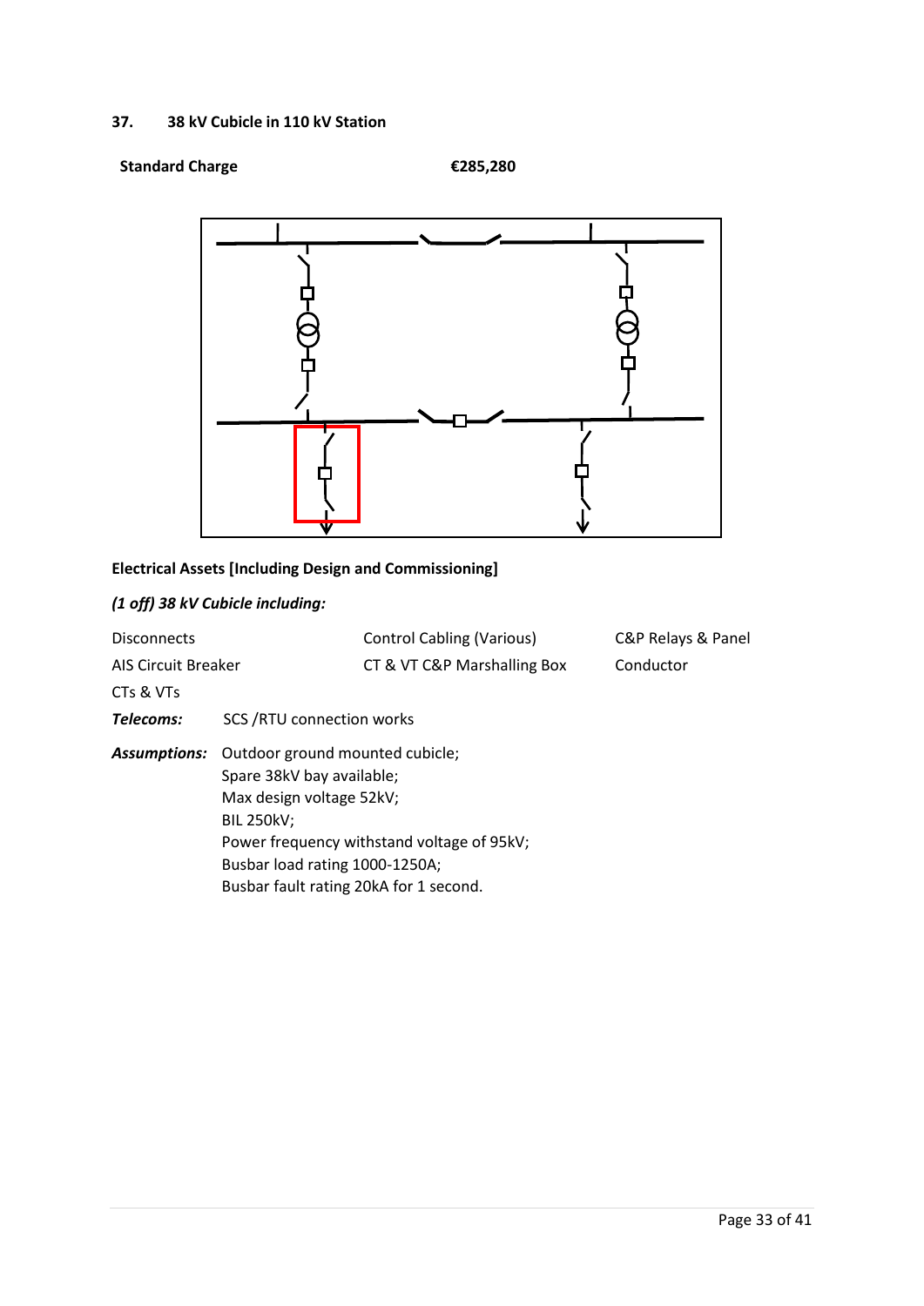## 37. 38 kV Cubicle in 110 kV Station

**Standard Charge** **€285,280**

**Electrical Assets [Including Design and Commissioning]**

***(1 off) 38 kV Cubicle including:***

| | | |
|---|---|---|
| Disconnects | Control Cabling (Various) | C&P Relays & Panel |
| AIS Circuit Breaker | CT & VT C&P Marshalling Box | Conductor |
| CTs & VTs | | |

***Telecoms:*** SCS /RTU connection works

***Assumptions:*** Outdoor ground mounted cubicle;
Spare 38kV bay available;
Max design voltage 52kV;
BIL 250kV;
Power frequency withstand voltage of 95kV;
Busbar load rating 1000-1250A;
Busbar fault rating 20kA for 1 second.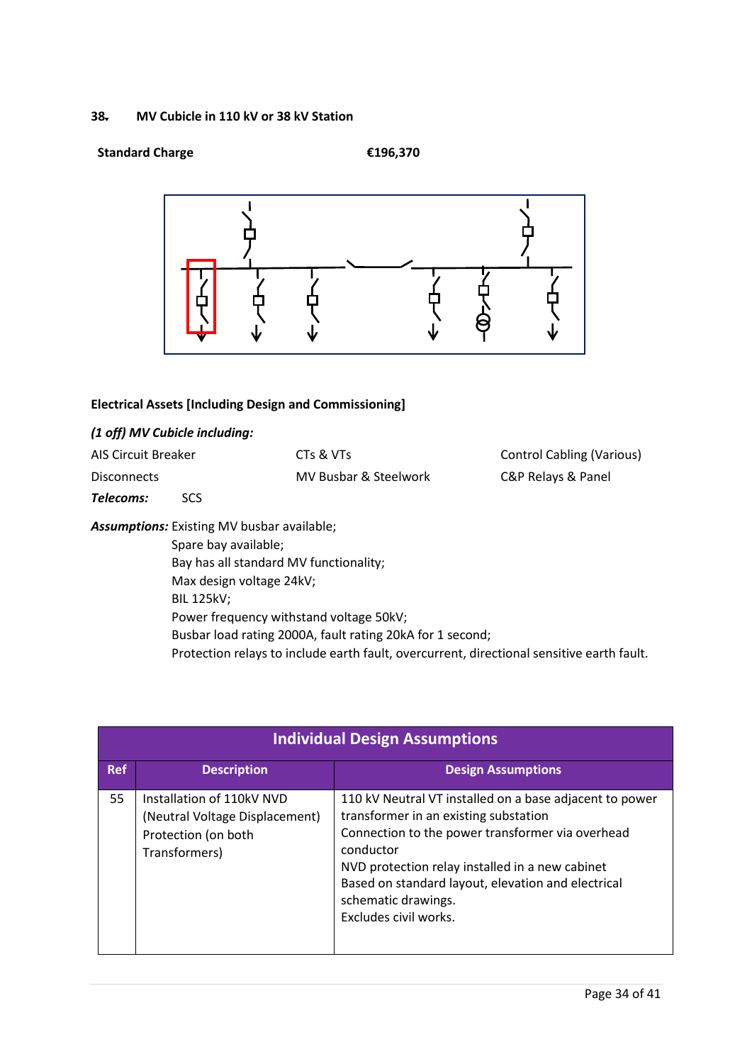### 38. MV Cubicle in 110 kV or 38 kV Station

**Standard Charge** **€196,370**

**Electrical Assets [Including Design and Commissioning]**

***(1 off) MV Cubicle including:***

| | | |
|---|---|---|
| AIS Circuit Breaker | CTs & VTs | Control Cabling (Various) |
| Disconnects | MV Busbar & Steelwork | C&P Relays & Panel |

***Telecoms:*** SCS

***Assumptions:*** Existing MV busbar available;
Spare bay available;
Bay has all standard MV functionality;
Max design voltage 24kV;
BIL 125kV;
Power frequency withstand voltage 50kV;
Busbar load rating 2000A, fault rating 20kA for 1 second;
Protection relays to include earth fault, overcurrent, directional sensitive earth fault.

| Individual Design Assumptions | | |
|---|---|---|
| **Ref** | **Description** | **Design Assumptions** |
| 55 | Installation of 110kV NVD (Neutral Voltage Displacement) Protection (on both Transformers) | 110 kV Neutral VT installed on a base adjacent to power transformer in an existing substation<br>Connection to the power transformer via overhead conductor<br>NVD protection relay installed in a new cabinet<br>Based on standard layout, elevation and electrical schematic drawings.<br>Excludes civil works. |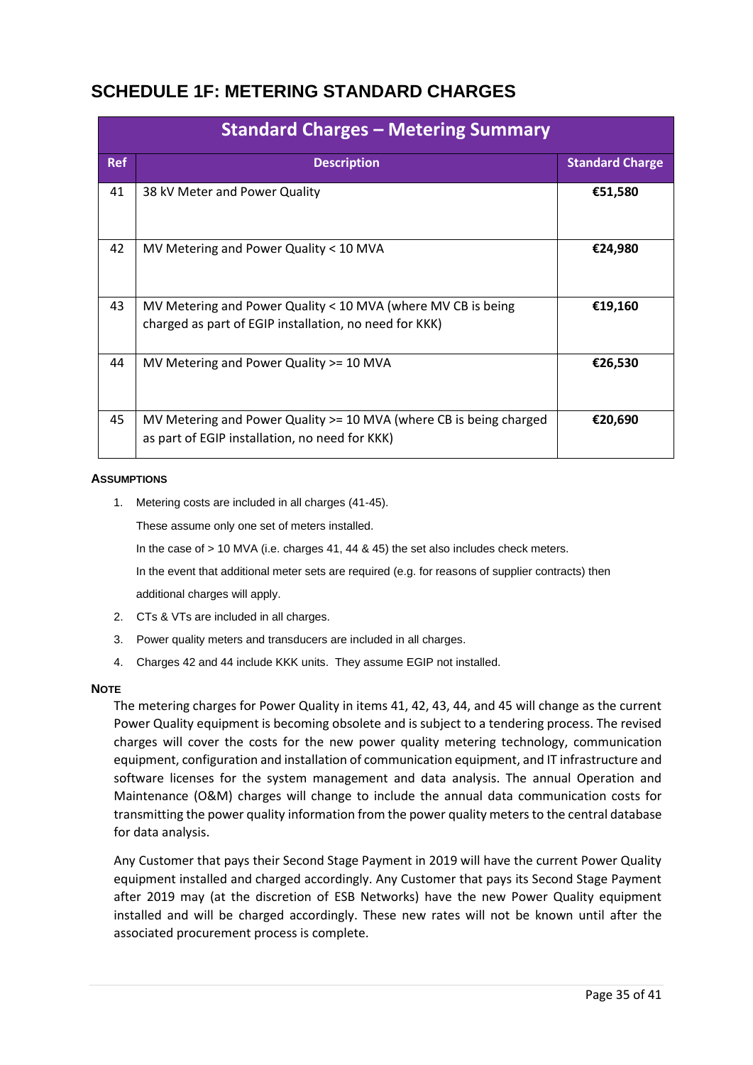## SCHEDULE 1F: METERING STANDARD CHARGES

| Standard Charges – Metering Summary | | |
|---|---|---|
| **Ref** | **Description** | **Standard Charge** |
| 41 | 38 kV Meter and Power Quality | **€51,580** |
| 42 | MV Metering and Power Quality < 10 MVA | **€24,980** |
| 43 | MV Metering and Power Quality < 10 MVA (where MV CB is being charged as part of EGIP installation, no need for KKK) | **€19,160** |
| 44 | MV Metering and Power Quality >= 10 MVA | **€26,530** |
| 45 | MV Metering and Power Quality >= 10 MVA (where CB is being charged as part of EGIP installation, no need for KKK) | **€20,690** |

**ASSUMPTIONS**

1. Metering costs are included in all charges (41-45).

   These assume only one set of meters installed.

   In the case of > 10 MVA (i.e. charges 41, 44 & 45) the set also includes check meters.

   In the event that additional meter sets are required (e.g. for reasons of supplier contracts) then additional charges will apply.

2. CTs & VTs are included in all charges.
3. Power quality meters and transducers are included in all charges.
4. Charges 42 and 44 include KKK units. They assume EGIP not installed.

**NOTE**

The metering charges for Power Quality in items 41, 42, 43, 44, and 45 will change as the current Power Quality equipment is becoming obsolete and is subject to a tendering process. The revised charges will cover the costs for the new power quality metering technology, communication equipment, configuration and installation of communication equipment, and IT infrastructure and software licenses for the system management and data analysis. The annual Operation and Maintenance (O&M) charges will change to include the annual data communication costs for transmitting the power quality information from the power quality meters to the central database for data analysis.

Any Customer that pays their Second Stage Payment in 2019 will have the current Power Quality equipment installed and charged accordingly. Any Customer that pays its Second Stage Payment after 2019 may (at the discretion of ESB Networks) have the new Power Quality equipment installed and will be charged accordingly. These new rates will not be known until after the associated procurement process is complete.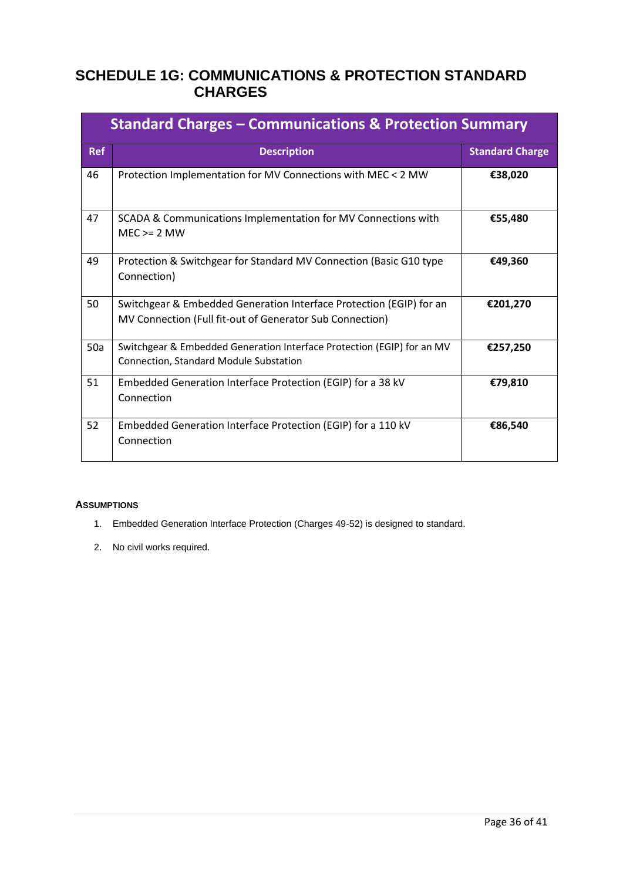# SCHEDULE 1G: COMMUNICATIONS & PROTECTION STANDARD CHARGES

| Standard Charges – Communications & Protection Summary | | |
|---|---|---|
| **Ref** | **Description** | **Standard Charge** |
| 46 | Protection Implementation for MV Connections with MEC < 2 MW | **€38,020** |
| 47 | SCADA & Communications Implementation for MV Connections with MEC >= 2 MW | **€55,480** |
| 49 | Protection & Switchgear for Standard MV Connection (Basic G10 type Connection) | **€49,360** |
| 50 | Switchgear & Embedded Generation Interface Protection (EGIP) for an MV Connection (Full fit-out of Generator Sub Connection) | **€201,270** |
| 50a | Switchgear & Embedded Generation Interface Protection (EGIP) for an MV Connection, Standard Module Substation | **€257,250** |
| 51 | Embedded Generation Interface Protection (EGIP) for a 38 kV Connection | **€79,810** |
| 52 | Embedded Generation Interface Protection (EGIP) for a 110 kV Connection | **€86,540** |

**ASSUMPTIONS**

1. Embedded Generation Interface Protection (Charges 49-52) is designed to standard.
2. No civil works required.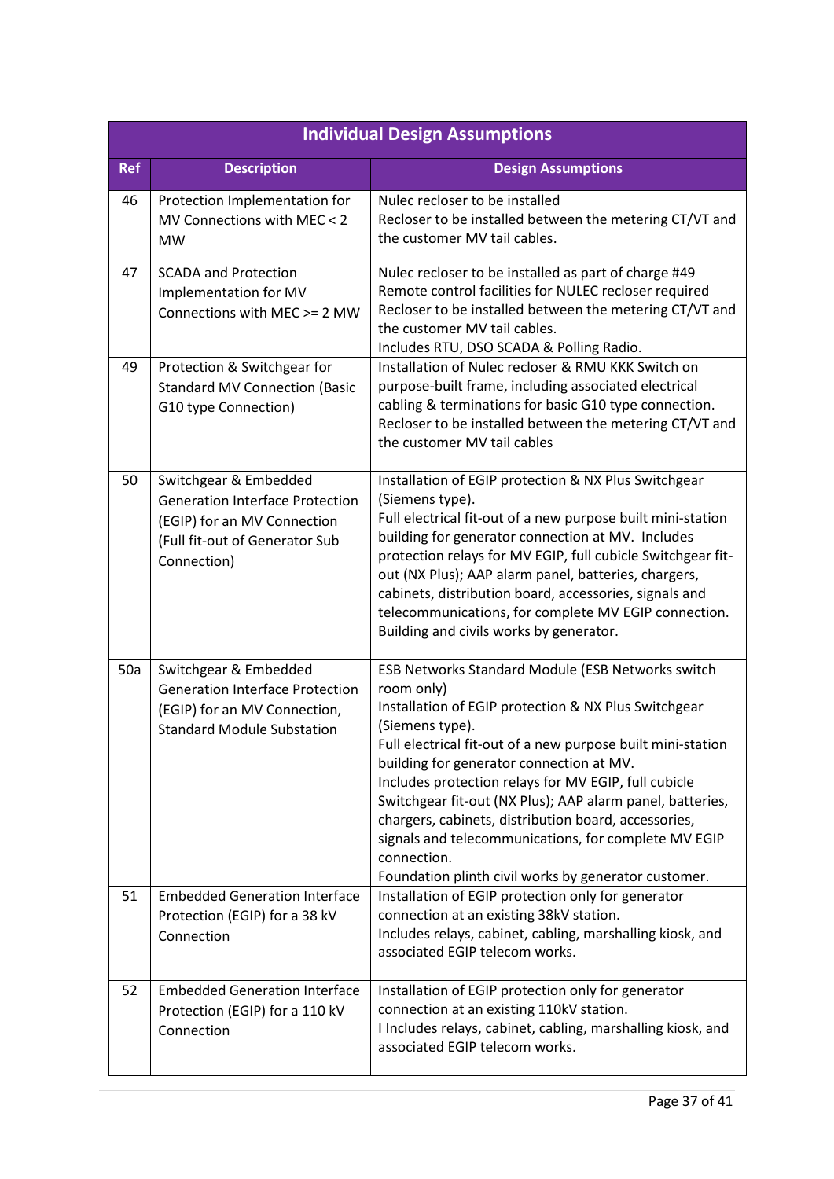| Individual Design Assumptions | | |
|---|---|---|
| **Ref** | **Description** | **Design Assumptions** |
| 46 | Protection Implementation for MV Connections with MEC < 2 MW | Nulec recloser to be installed<br>Recloser to be installed between the metering CT/VT and the customer MV tail cables. |
| 47 | SCADA and Protection Implementation for MV Connections with MEC >= 2 MW | Nulec recloser to be installed as part of charge #49<br>Remote control facilities for NULEC recloser required<br>Recloser to be installed between the metering CT/VT and the customer MV tail cables.<br>Includes RTU, DSO SCADA & Polling Radio. |
| 49 | Protection & Switchgear for Standard MV Connection (Basic G10 type Connection) | Installation of Nulec recloser & RMU KKK Switch on purpose-built frame, including associated electrical cabling & terminations for basic G10 type connection.<br>Recloser to be installed between the metering CT/VT and the customer MV tail cables |
| 50 | Switchgear & Embedded Generation Interface Protection (EGIP) for an MV Connection (Full fit-out of Generator Sub Connection) | Installation of EGIP protection & NX Plus Switchgear (Siemens type).<br>Full electrical fit-out of a new purpose built mini-station building for generator connection at MV. Includes protection relays for MV EGIP, full cubicle Switchgear fit-out (NX Plus); AAP alarm panel, batteries, chargers, cabinets, distribution board, accessories, signals and telecommunications, for complete MV EGIP connection.<br>Building and civils works by generator. |
| 50a | Switchgear & Embedded Generation Interface Protection (EGIP) for an MV Connection, Standard Module Substation | ESB Networks Standard Module (ESB Networks switch room only)<br>Installation of EGIP protection & NX Plus Switchgear (Siemens type).<br>Full electrical fit-out of a new purpose built mini-station building for generator connection at MV.<br>Includes protection relays for MV EGIP, full cubicle Switchgear fit-out (NX Plus); AAP alarm panel, batteries, chargers, cabinets, distribution board, accessories, signals and telecommunications, for complete MV EGIP connection.<br>Foundation plinth civil works by generator customer. |
| 51 | Embedded Generation Interface Protection (EGIP) for a 38 kV Connection | Installation of EGIP protection only for generator connection at an existing 38kV station.<br>Includes relays, cabinet, cabling, marshalling kiosk, and associated EGIP telecom works. |
| 52 | Embedded Generation Interface Protection (EGIP) for a 110 kV Connection | Installation of EGIP protection only for generator connection at an existing 110kV station.<br>I Includes relays, cabinet, cabling, marshalling kiosk, and associated EGIP telecom works. |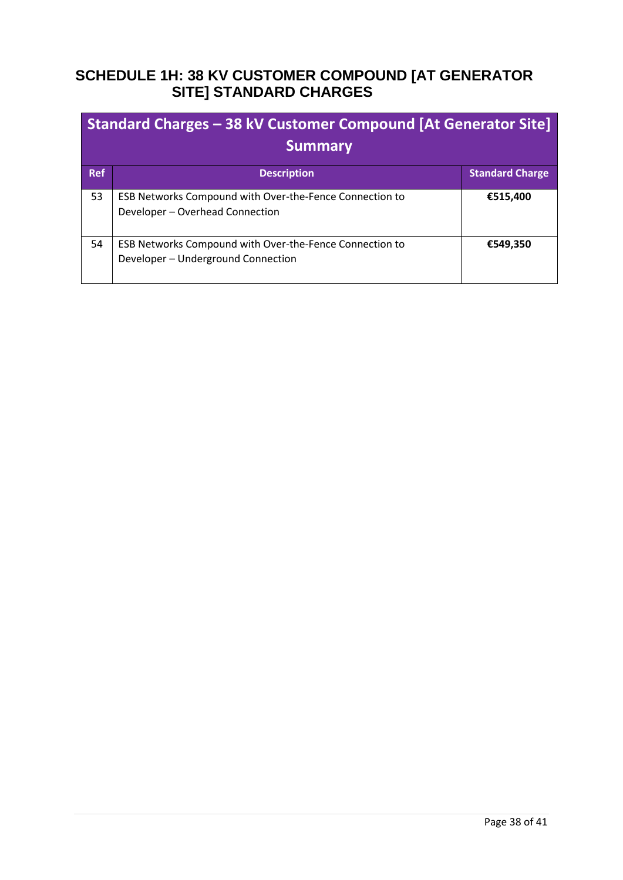## SCHEDULE 1H: 38 KV CUSTOMER COMPOUND [AT GENERATOR SITE] STANDARD CHARGES

| Standard Charges – 38 kV Customer Compound [At Generator Site] Summary | | |
|---|---|---|
| **Ref** | **Description** | **Standard Charge** |
| 53 | ESB Networks Compound with Over-the-Fence Connection to Developer – Overhead Connection | **€515,400** |
| 54 | ESB Networks Compound with Over-the-Fence Connection to Developer – Underground Connection | **€549,350** |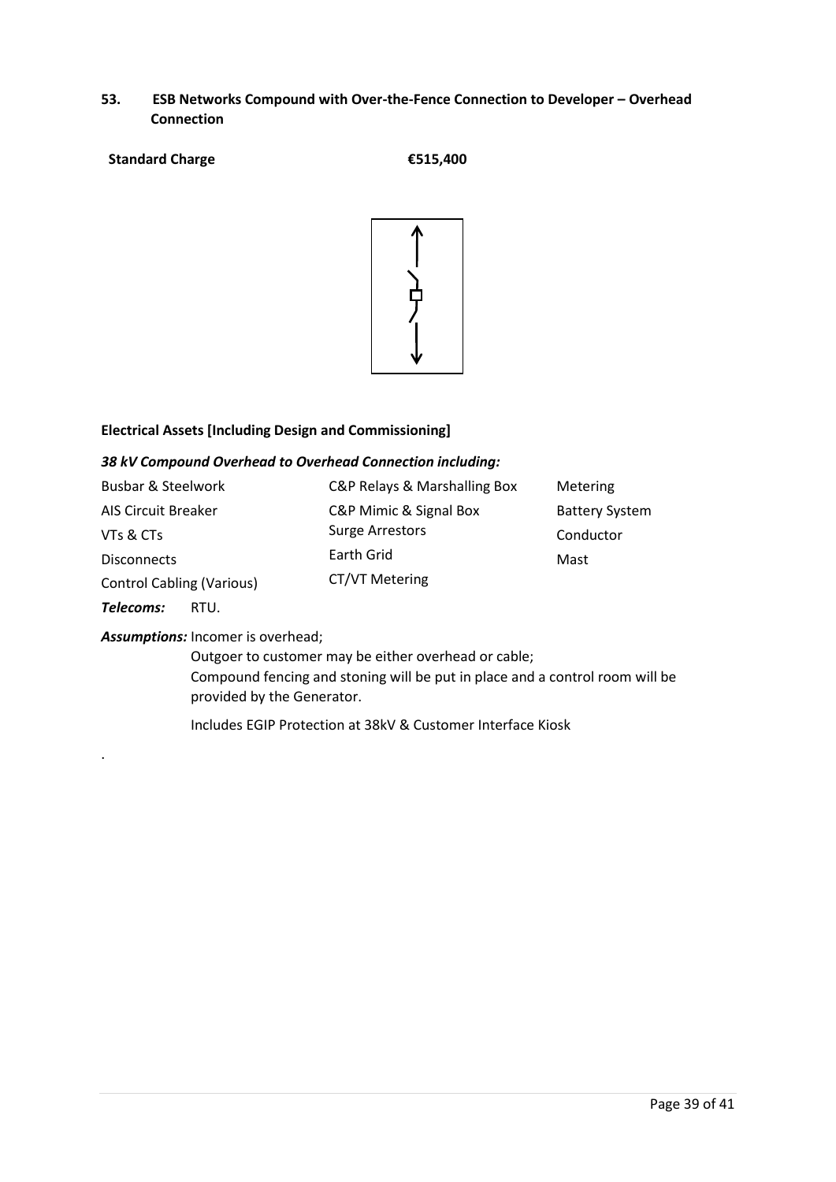### 53. ESB Networks Compound with Over-the-Fence Connection to Developer – Overhead Connection

**Standard Charge** **€515,400**

**Electrical Assets [Including Design and Commissioning]**

***38 kV Compound Overhead to Overhead Connection including:***

| | | |
|---|---|---|
| Busbar & Steelwork | C&P Relays & Marshalling Box | Metering |
| AIS Circuit Breaker | C&P Mimic & Signal Box | Battery System |
| VTs & CTs | Surge Arrestors | Conductor |
| Disconnects | Earth Grid | Mast |
| Control Cabling (Various) | CT/VT Metering | |

***Telecoms:*** RTU.

***Assumptions:*** Incomer is overhead;

Outgoer to customer may be either overhead or cable;

Compound fencing and stoning will be put in place and a control room will be provided by the Generator.

Includes EGIP Protection at 38kV & Customer Interface Kiosk

.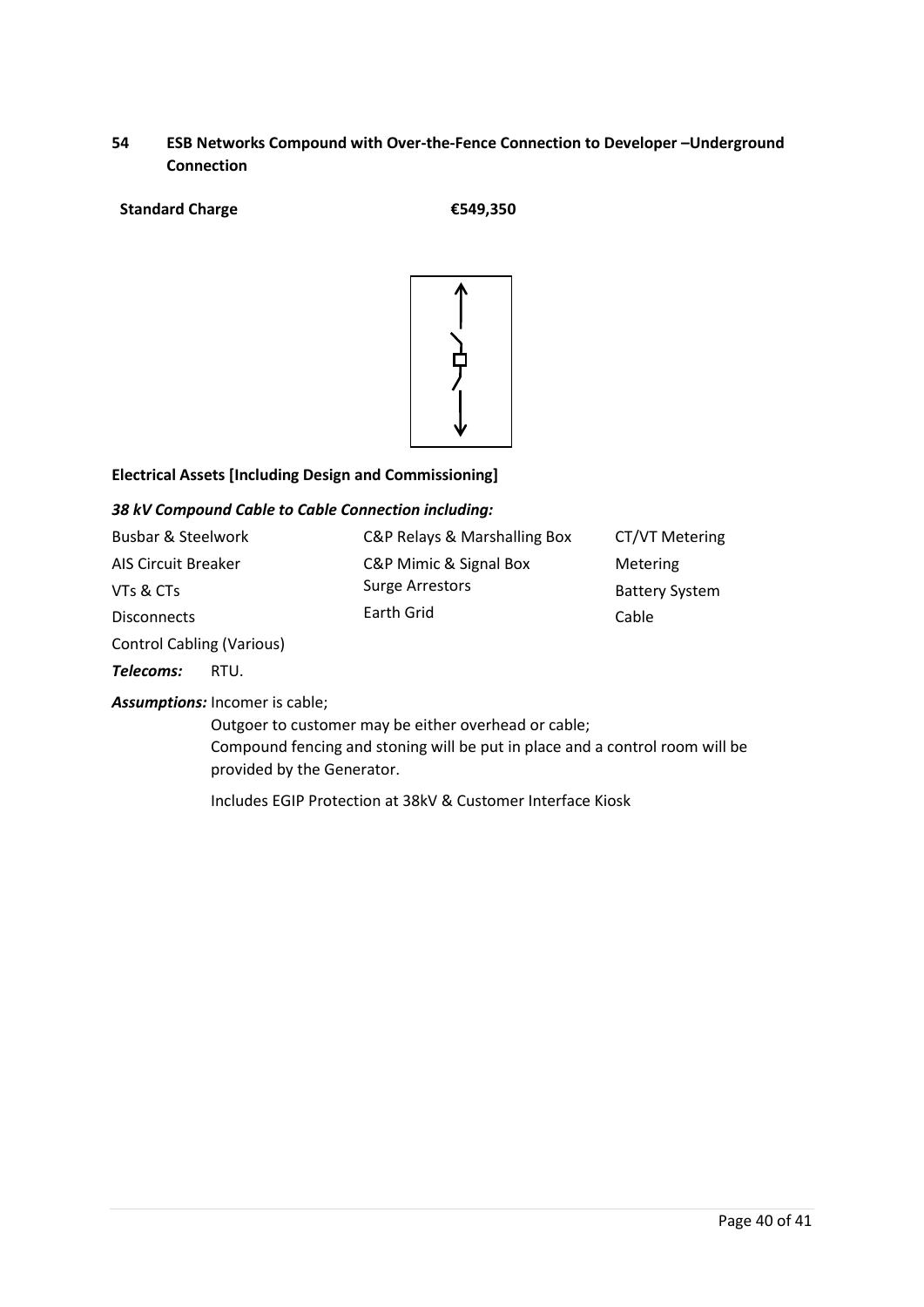## 54 ESB Networks Compound with Over-the-Fence Connection to Developer –Underground Connection

**Standard Charge** **€549,350**

**Electrical Assets [Including Design and Commissioning]**

***38 kV Compound Cable to Cable Connection including:***

Busbar & Steelwork
AIS Circuit Breaker
VTs & CTs
Disconnects
Control Cabling (Various)
C&P Relays & Marshalling Box
C&P Mimic & Signal Box
Surge Arrestors
Earth Grid
CT/VT Metering
Metering
Battery System
Cable

***Telecoms:*** RTU.

***Assumptions:*** Incomer is cable;
Outgoer to customer may be either overhead or cable;
Compound fencing and stoning will be put in place and a control room will be provided by the Generator.

Includes EGIP Protection at 38kV & Customer Interface Kiosk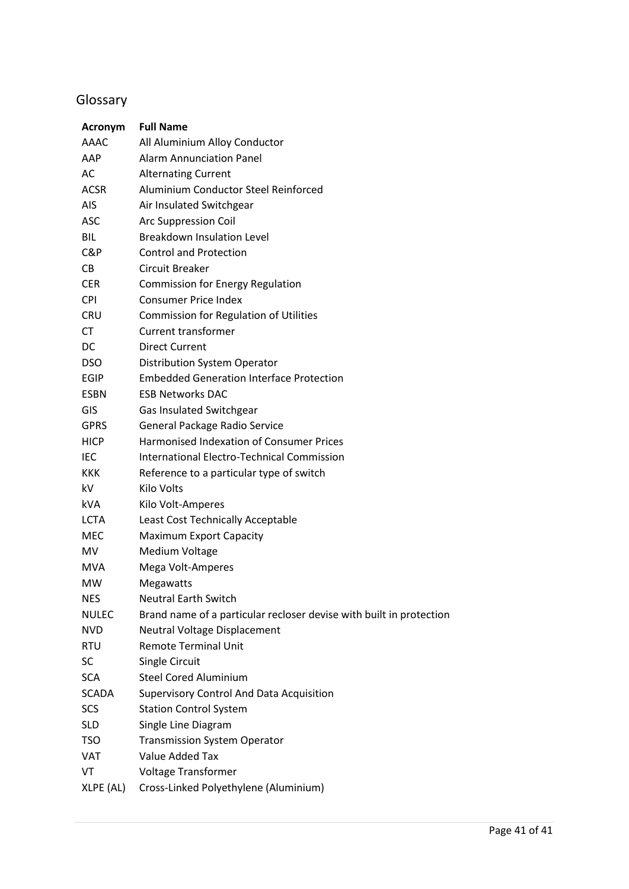## Glossary

| Acronym | Full Name |
| --- | --- |
| AAAC | All Aluminium Alloy Conductor |
| AAP | Alarm Annunciation Panel |
| AC | Alternating Current |
| ACSR | Aluminium Conductor Steel Reinforced |
| AIS | Air Insulated Switchgear |
| ASC | Arc Suppression Coil |
| BIL | Breakdown Insulation Level |
| C&P | Control and Protection |
| CB | Circuit Breaker |
| CER | Commission for Energy Regulation |
| CPI | Consumer Price Index |
| CRU | Commission for Regulation of Utilities |
| CT | Current transformer |
| DC | Direct Current |
| DSO | Distribution System Operator |
| EGIP | Embedded Generation Interface Protection |
| ESBN | ESB Networks DAC |
| GIS | Gas Insulated Switchgear |
| GPRS | General Package Radio Service |
| HICP | Harmonised Indexation of Consumer Prices |
| IEC | International Electro-Technical Commission |
| KKK | Reference to a particular type of switch |
| kV | Kilo Volts |
| kVA | Kilo Volt-Amperes |
| LCTA | Least Cost Technically Acceptable |
| MEC | Maximum Export Capacity |
| MV | Medium Voltage |
| MVA | Mega Volt-Amperes |
| MW | Megawatts |
| NES | Neutral Earth Switch |
| NULEC | Brand name of a particular recloser devise with built in protection |
| NVD | Neutral Voltage Displacement |
| RTU | Remote Terminal Unit |
| SC | Single Circuit |
| SCA | Steel Cored Aluminium |
| SCADA | Supervisory Control And Data Acquisition |
| SCS | Station Control System |
| SLD | Single Line Diagram |
| TSO | Transmission System Operator |
| VAT | Value Added Tax |
| VT | Voltage Transformer |
| XLPE (AL) | Cross-Linked Polyethylene (Aluminium) |